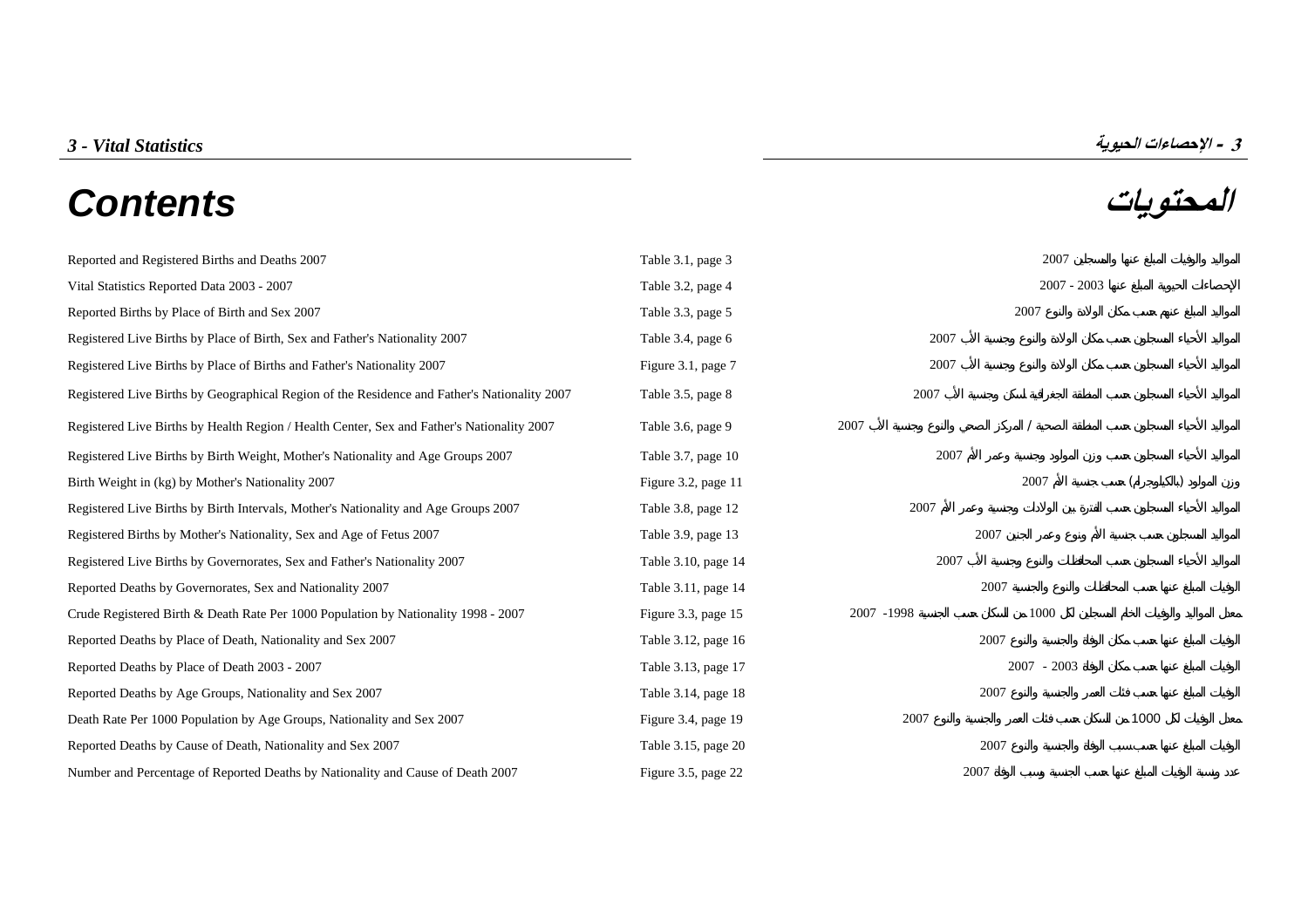# 3 - Vital Statistics

# 3 - الإحصاءات الحيوية

# Contents

# المحتويات

| Contents | Reference | المحتويات |
|---|---|---|
| Reported and Registered Births and Deaths 2007 | Table 3.1, page 3 | المواليد والوفيات المبلغ عنها والمسجلين 2007 |
| Vital Statistics Reported Data 2003 - 2007 | Table 3.2, page 4 | الإحصاءات الحيوية المبلغ عنها 2003 - 2007 |
| Reported Births by Place of Birth and Sex 2007 | Table 3.3, page 5 | المواليد المبلغ عنهم حسب مكان الولادة والنوع 2007 |
| Registered Live Births by Place of Birth, Sex and Father's Nationality 2007 | Table 3.4, page 6 | المواليد الأحياء المسجلين حسب مكان الولادة والنوع وجنسية الأب 2007 |
| Registered Live Births by Place of Births and Father's Nationality 2007 | Figure 3.1, page 7 | المواليد الأحياء المسجلين حسب مكان الولادة والنوع وجنسية الأب 2007 |
| Registered Live Births by Geographical Region of the Residence and Father's Nationality 2007 | Table 3.5, page 8 | المواليد الأحياء المسجلين حسب المنطقة الجغرافية لسكن وجنسية الأب 2007 |
| Registered Live Births by Health Region / Health Center, Sex and Father's Nationality 2007 | Table 3.6, page 9 | المواليد الأحياء المسجلين حسب المنطقة الصحية / المركز الصحي والنوع وجنسية الأب 2007 |
| Registered Live Births by Birth Weight, Mother's Nationality and Age Groups 2007 | Table 3.7, page 10 | المواليد الأحياء المسجلين حسب وزن المولود وجنسية وعمر الأم 2007 |
| Birth Weight in (kg) by Mother's Nationality 2007 | Figure 3.2, page 11 | وزن المولود (بالكيلوجرام) حسب جنسية الأم 2007 |
| Registered Live Births by Birth Intervals, Mother's Nationality and Age Groups 2007 | Table 3.8, page 12 | المواليد الأحياء المسجلين حسب الفترة بين الولادات وجنسية وعمر الأم 2007 |
| Registered Births by Mother's Nationality, Sex and Age of Fetus 2007 | Table 3.9, page 13 | المواليد المسجلين حسب جنسية الأم ونوع وعمر الجنين 2007 |
| Registered Live Births by Governorates, Sex and Father's Nationality 2007 | Table 3.10, page 14 | المواليد الأحياء المسجلين حسب المحافظات والنوع وجنسية الأب 2007 |
| Reported Deaths by Governorates, Sex and Nationality 2007 | Table 3.11, page 14 | الوفيات المبلغ عنها حسب المحافظات والنوع والجنسية 2007 |
| Crude Registered Birth & Death Rate Per 1000 Population by Nationality 1998 - 2007 | Figure 3.3, page 15 | معدل المواليد والوفيات الخام المسجلين لكل 1000 من السكان حسب الجنسية 1998 - 2007 |
| Reported Deaths by Place of Death, Nationality and Sex 2007 | Table 3.12, page 16 | الوفيات المبلغ عنها حسب مكان الوفاة والجنسية والنوع 2007 |
| Reported Deaths by Place of Death 2003 - 2007 | Table 3.13, page 17 | الوفيات المبلغ عنها حسب مكان الوفاة 2003 - 2007 |
| Reported Deaths by Age Groups, Nationality and Sex 2007 | Table 3.14, page 18 | الوفيات المبلغ عنها حسب فئات العمر والجنسية والنوع 2007 |
| Death Rate Per 1000 Population by Age Groups, Nationality and Sex 2007 | Figure 3.4, page 19 | معدل الوفيات لكل 1000 من السكان حسب فئات العمر والجنسية والنوع 2007 |
| Reported Deaths by Cause of Death, Nationality and Sex 2007 | Table 3.15, page 20 | الوفيات المبلغ عنها حسب سبب الوفاة والجنسية والنوع 2007 |
| Number and Percentage of Reported Deaths by Nationality and Cause of Death 2007 | Figure 3.5, page 22 | عدد ونسبة الوفيات المبلغ عنها حسب الجنسية وسبب الوفاة 2007 |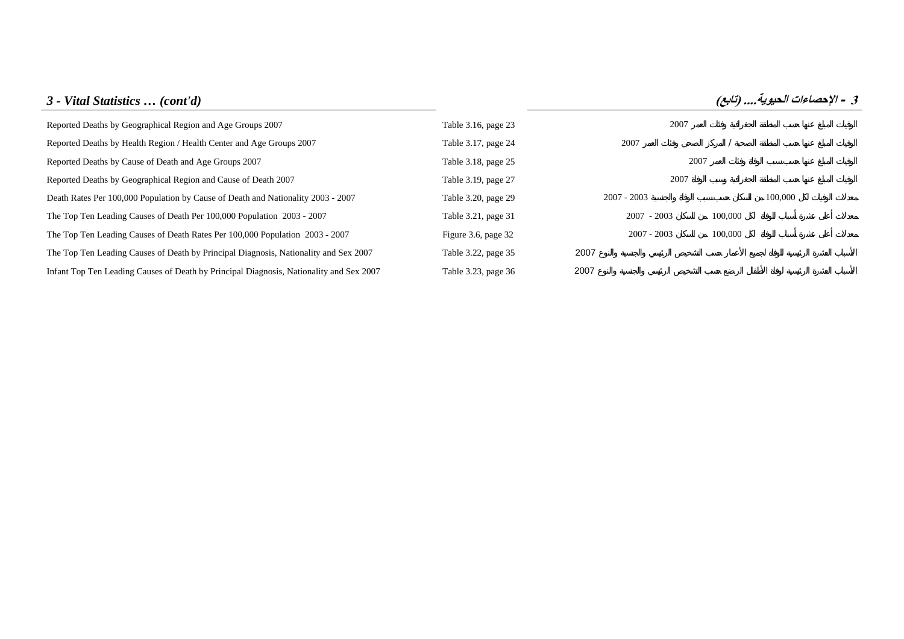## 3 - Vital Statistics … (cont'd)

## 3 - الإحصاءات الحيوية .... (تابع)

| | | |
|---|---|---|
| Reported Deaths by Geographical Region and Age Groups 2007 | Table 3.16, page 23 | الوفيات المبلغ عنها حسب المنطقة الجغرافية وفئات العمر 2007 |
| Reported Deaths by Health Region / Health Center and Age Groups 2007 | Table 3.17, page 24 | الوفيات المبلغ عنها حسب المنطقة الصحية / المركز الصحي وفئات العمر 2007 |
| Reported Deaths by Cause of Death and Age Groups 2007 | Table 3.18, page 25 | الوفيات المبلغ عنها حسب سبب الوفاة وفئات العمر 2007 |
| Reported Deaths by Geographical Region and Cause of Death 2007 | Table 3.19, page 27 | الوفيات المبلغ عنها حسب المنطقة الجغرافية وسبب الوفاة 2007 |
| Death Rates Per 100,000 Population by Cause of Death and Nationality 2003 - 2007 | Table 3.20, page 29 | معدلات الوفيات لكل 100,000 من السكان حسب سبب الوفاة والجنسية 2003 - 2007 |
| The Top Ten Leading Causes of Death Per 100,000 Population 2003 - 2007 | Table 3.21, page 31 | معدلات أعلى عشرة أسباب للوفاة لكل 100,000 من السكان 2003 - 2007 |
| The Top Ten Leading Causes of Death Rates Per 100,000 Population 2003 - 2007 | Figure 3.6, page 32 | معدلات أعلى عشرة أسباب للوفاة لكل 100,000 من السكان 2003 - 2007 |
| The Top Ten Leading Causes of Death by Principal Diagnosis, Nationality and Sex 2007 | Table 3.22, page 35 | الأسباب العشرة الرئيسية للوفاة لجميع الأعمار حسب التشخيص الرئيسي والجنسية والنوع 2007 |
| Infant Top Ten Leading Causes of Death by Principal Diagnosis, Nationality and Sex 2007 | Table 3.23, page 36 | الأسباب العشرة الرئيسية لوفاة الأطفال الرضع حسب التشخيص الرئيسي والجنسية والنوع 2007 |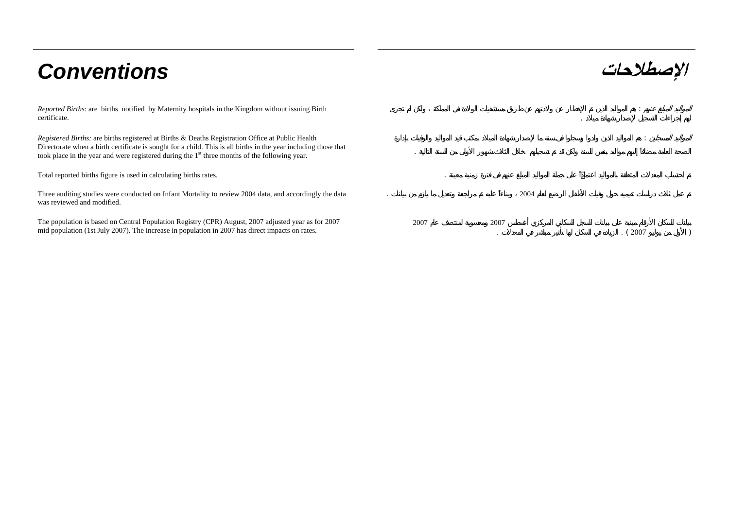# Conventions

*Reported Births*: are births notified by Maternity hospitals in the Kingdom without issuing Birth certificate.

*Registered Births:* are births registered at Births & Deaths Registration Office at Public Health Directorate when a birth certificate is sought for a child. This is all births in the year including those that took place in the year and were registered during the 1st three months of the following year.

Total reported births figure is used in calculating births rates.

Three auditing studies were conducted on Infant Mortality to review 2004 data, and accordingly the data was reviewed and modified.

The population is based on Central Population Registry (CPR) August, 2007 adjusted year as for 2007 mid population (1st July 2007). The increase in population in 2007 has direct impacts on rates.

# الإصطلاحات

*المواليد المبلغ عنهم* : هم المواليد الذين تم الإخطار عن ولادتهم عن طريق مستشفيات الولادة في المملكة ، ولكن لم تجرى لهم إجراءات التسجيل لإصدار شهادة ميلاد .

*المواليد المسجلين* : هم المواليد الذين ولدوا وسجلوا في سنة ما لإصدار شهادة الميلاد بمكتب قيد المواليد والوفيات بإدارة الصحة العامة مضافاً إليهم مواليد بنفس السنة ولكن قد تم تسجيلهم خلال الثلاث شهور الأولى من السنة التالية .

تم احتساب المعدلات المتعلقة بالمواليد اعتماداً على جملة المواليد المبلغ عنهم في فترة زمنية معينة .

تم عمل ثلاث دراسات تقييميه حول وفيات الأطفال الرضع لعام 2004 ، وبناءاً عليه تم مراجعة وتعديل ما يلزم من بيانات .

بيانات السكان الأرقام مبنية على بيانات السجل السكاني المركزي أغسطس 2007 ومحسوبة لمنتصف عام 2007 ( الأول من يوليو 2007 ) . الزيادة في السكان لها تأثير مباشر في المعدلات .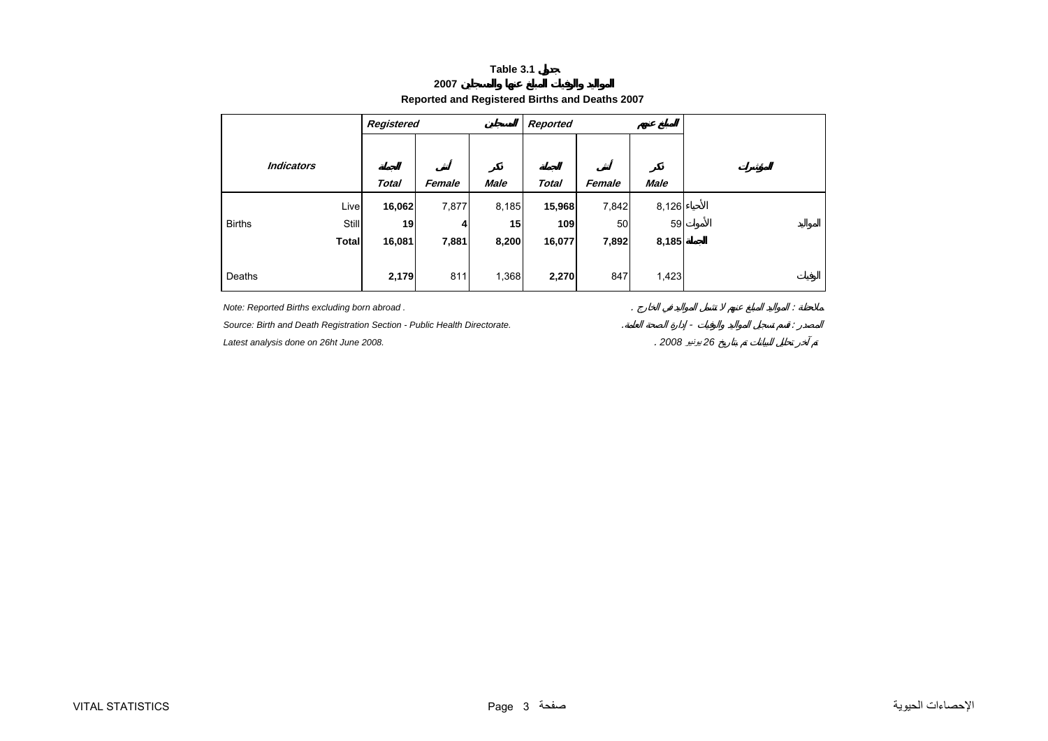**Table 3.1 جدول**

**المواليد والوفيات المبلغ عنها والمسجلين 2007**

**Reported and Registered Births and Deaths 2007**

| *Indicators* | | ***Registered*** المسجلين | | | ***Reported*** المبلغ عنهم | | | | المؤشرات |
|---|---|---|---|---|---|---|---|---|---|
| | | الجملة ***Total*** | أنثى ***Female*** | ذكر ***Male*** | الجملة ***Total*** | أنثى ***Female*** | ذكر ***Male*** | | |
| Births | Live | **16,062** | 7,877 | 8,185 | **15,968** | 7,842 | 8,126 | الأحياء | المواليد |
| | Still | **19** | **4** | **15** | **109** | 50 | 59 | الأموات | |
| | **Total** | **16,081** | **7,881** | **8,200** | **16,077** | **7,892** | **8,185** | **الجملة** | |
| Deaths | | **2,179** | 811 | 1,368 | **2,270** | 847 | 1,423 | | الوفيات |

*Note: Reported Births excluding born abroad .* — *ملاحظة : المواليد المبلغ عنهم لا تشمل المواليد في الخارج .*

*Source: Birth and Death Registration Section - Public Health Directorate.* — *المصدر : قسم تسجيل المواليد والوفيات - إدارة الصحة العامة.*

*Latest analysis done on 26ht June 2008.* — *تم آخر تحليل للبيانات تم بتاريخ 26 يونيو 2008 .*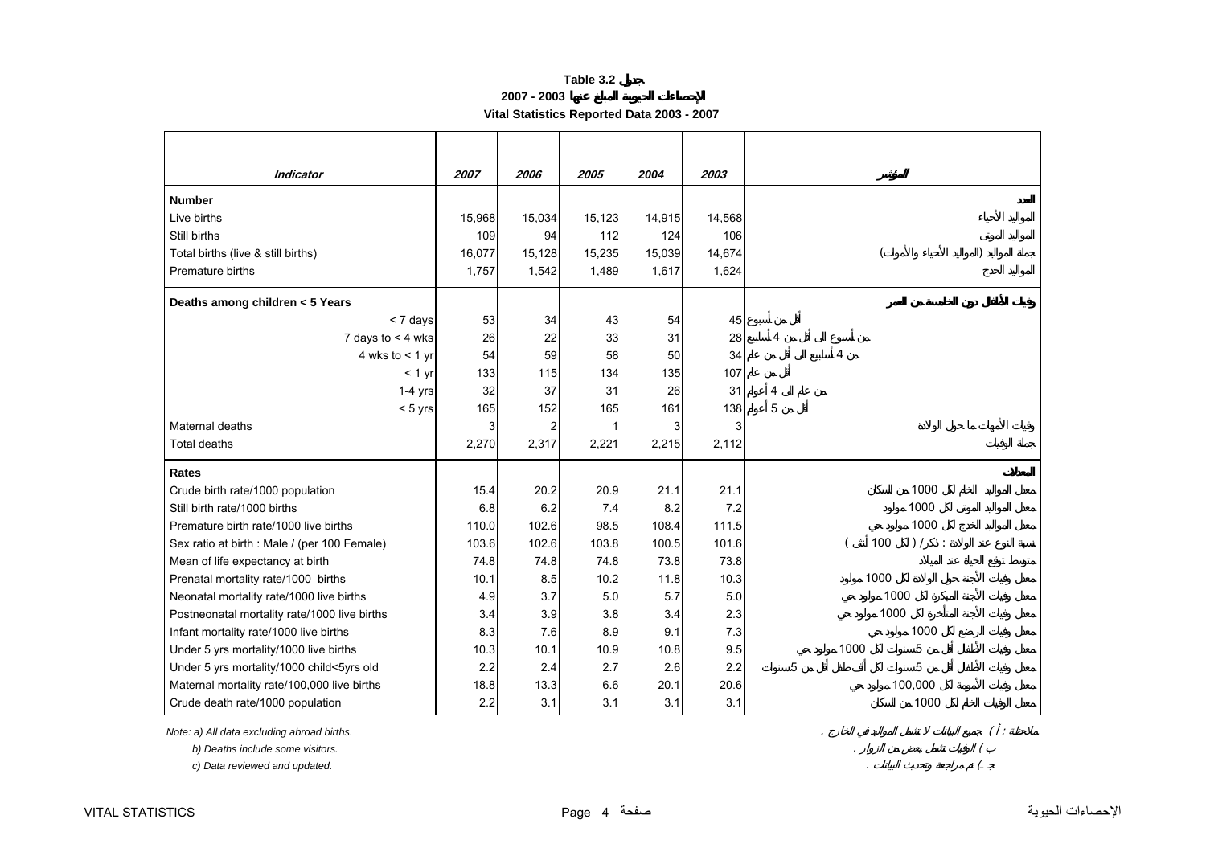**Table 3.2 جدول**

**2007 - 2003 الإحصاءات الحيوية المبلغ عنها**

**Vital Statistics Reported Data 2003 - 2007**

| *Indicator* | *2007* | *2006* | *2005* | *2004* | *2003* | المؤشر |
|---|---|---|---|---|---|---|
| **Number** | | | | | | العدد |
| Live births | 15,968 | 15,034 | 15,123 | 14,915 | 14,568 | المواليد الأحياء |
| Still births | 109 | 94 | 112 | 124 | 106 | المواليد الموتى |
| Total births (live & still births) | 16,077 | 15,128 | 15,235 | 15,039 | 14,674 | جملة المواليد (المواليد الأحياء والأموات) |
| Premature births | 1,757 | 1,542 | 1,489 | 1,617 | 1,624 | المواليد الخدج |
| **Deaths among children < 5 Years** | | | | | | وفيات الأطفال دون الخامسة من العمر |
| < 7 days | 53 | 34 | 43 | 54 | 45 | أقل من أسبوع |
| 7 days to < 4 wks | 26 | 22 | 33 | 31 | 28 | من أسبوع الى أقل من 4 أسابيع |
| 4 wks to < 1 yr | 54 | 59 | 58 | 50 | 34 | من 4 أسابيع الى أقل من عام |
| < 1 yr | 133 | 115 | 134 | 135 | 107 | أقل من عام |
| 1-4 yrs | 32 | 37 | 31 | 26 | 31 | من عام الى 4 أعوام |
| < 5 yrs | 165 | 152 | 165 | 161 | 138 | أقل من 5 أعوام |
| Maternal deaths | 3 | 2 | 1 | 3 | 3 | وفيات الأمهات ما حول الولادة |
| Total deaths | 2,270 | 2,317 | 2,221 | 2,215 | 2,112 | جملة الوفيات |
| **Rates** | | | | | | المعدلات |
| Crude birth rate/1000 population | 15.4 | 20.2 | 20.9 | 21.1 | 21.1 | معدل المواليد الخام لكل 1000 من السكان |
| Still birth rate/1000 births | 6.8 | 6.2 | 7.4 | 8.2 | 7.2 | معدل المواليد الموتى لكل 1000 مولود |
| Premature birth rate/1000 live births | 110.0 | 102.6 | 98.5 | 108.4 | 111.5 | معدل المواليد الخدج لكل 1000 مولود حي |
| Sex ratio at birth : Male / (per 100 Female) | 103.6 | 102.6 | 103.8 | 100.5 | 101.6 | نسبة النوع عند الولادة : ذكر/ ( لكل 100 أنثى ) |
| Mean of life expectancy at birth | 74.8 | 74.8 | 74.8 | 73.8 | 73.8 | متوسط توقع الحياة عند الميلاد |
| Prenatal mortality rate/1000 births | 10.1 | 8.5 | 10.2 | 11.8 | 10.3 | معدل وفيات الأجنة حول الولادة لكل 1000 مولود |
| Neonatal mortality rate/1000 live births | 4.9 | 3.7 | 5.0 | 5.7 | 5.0 | معدل وفيات الأجنة المبكرة لكل 1000 مولود حي |
| Postneonatal mortality rate/1000 live births | 3.4 | 3.9 | 3.8 | 3.4 | 2.3 | معدل وفيات الأجنة المتأخرة لكل 1000 مولود حي |
| Infant mortality rate/1000 live births | 8.3 | 7.6 | 8.9 | 9.1 | 7.3 | معدل وفيات الرضع لكل 1000 مولود حي |
| Under 5 yrs mortality/1000 live births | 10.3 | 10.1 | 10.9 | 10.8 | 9.5 | معدل وفيات الأطفال أقل من 5سنوات لكل 1000 مولود حي |
| Under 5 yrs mortality/1000 child<5yrs old | 2.2 | 2.4 | 2.7 | 2.6 | 2.2 | معدل وفيات الأطفال أقل من 5سنوات لكل ألف طفل أقل من 5سنوات |
| Maternal mortality rate/100,000 live births | 18.8 | 13.3 | 6.6 | 20.1 | 20.6 | معدل وفيات الأمومة لكل 100,000 مولود حي |
| Crude death rate/1000 population | 2.2 | 3.1 | 3.1 | 3.1 | 3.1 | معدل الوفيات الخام لكل 1000 من السكان |

*Note: a) All data excluding abroad births.* — ملاحظة : ( أ ) جميع البيانات لا تشمل المواليد في الخارج .

*b) Deaths include some visitors.* — ب ) الوفيات تشمل بعض من الزوار .

*c) Data reviewed and updated.* — جـ ) تم مراجعة وتحديث البيانات .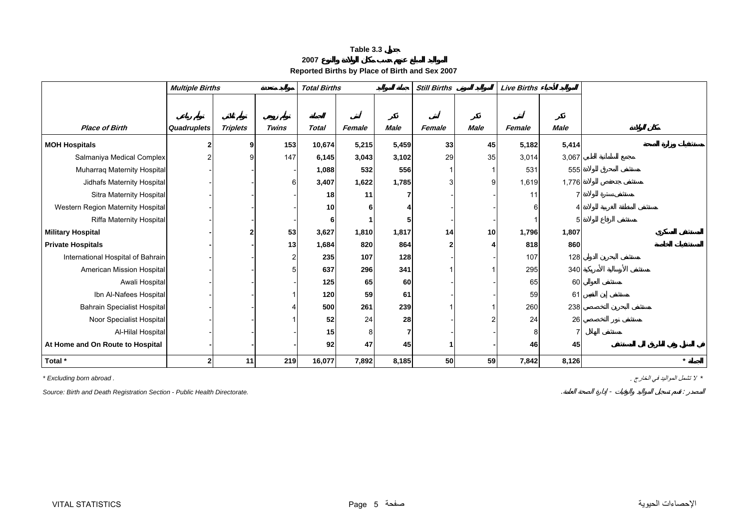**Table 3.3 جدول**

**المواليد المبلغ عنهم حسب مكان الولادة والنوع 2007**

**Reported Births by Place of Birth and Sex 2007**

| | *Multiple Births* | | المواليد المتعددة | *Total Births* | | جملة المواليد | *Still Births* | المواليد الموتى | *Live Births* | المواليد الأحياء | |
|---|---|---|---|---|---|---|---|---|---|---|---|
| | توأم رباعي | توأم ثلاثي | توأم زوجي | الجملة | أنثى | ذكر | أنثى | ذكر | أنثى | ذكر | |
| *Place of Birth* | *Quadruplets* | *Triplets* | *Twins* | *Total* | *Female* | *Male* | *Female* | *Male* | *Female* | *Male* | مكان الولادة |
| **MOH Hospitals** | **2** | **9** | **153** | **10,674** | **5,215** | **5,459** | **33** | **45** | **5,182** | **5,414** | **مستشفيات وزارة الصحة** |
| Salmaniya Medical Complex | 2 | 9 | 147 | **6,145** | 3,043 | 3,102 | 29 | 35 | 3,014 | 3,067 | مجمع السلمانية الطبي |
| Muharraq Maternity Hospital | - | - | - | **1,088** | 532 | 556 | 1 | 1 | 531 | 555 | مستشفى المحرق للولادة |
| Jidhafs Maternity Hospital | - | - | 6 | **3,407** | 1,622 | 1,785 | 3 | 9 | 1,619 | 1,776 | مستشفى جدحفص للولادة |
| Sitra Maternity Hospital | - | - | - | **18** | 11 | 7 | - | - | 11 | 7 | مستشفى سترة للولادة |
| Western Region Maternity Hospital | - | - | - | **10** | 6 | 4 | - | - | 6 | 4 | مستشفى المنطقة الغربية للولادة |
| Riffa Maternity Hospital | - | - | - | **6** | 1 | 5 | - | - | 1 | 5 | مستشفى الرفاع للولادة |
| **Military Hospital** | **-** | **2** | **53** | **3,627** | **1,810** | **1,817** | **14** | **10** | **1,796** | **1,807** | **المستشفى العسكري** |
| **Private Hospitals** | **-** | **-** | **13** | **1,684** | **820** | **864** | **2** | **4** | **818** | **860** | **المستشفيات الخاصة** |
| International Hospital of Bahrain | - | - | 2 | **235** | 107 | 128 | - | - | 107 | 128 | مستشفى البحرين الدولي |
| American Mission Hospital | - | - | 5 | **637** | 296 | 341 | 1 | 1 | 295 | 340 | مستشفى الإرسالية الأمريكية |
| Awali Hospital | - | - | - | **125** | 65 | 60 | - | - | 65 | 60 | مستشفى العوالي |
| Ibn Al-Nafees Hospital | - | - | 1 | **120** | 59 | 61 | - | - | 59 | 61 | مستشفى إبن النفيس |
| Bahrain Specialist Hospital | - | - | 4 | **500** | 261 | 239 | 1 | 1 | 260 | 238 | مستشفى البحرين التخصصي |
| Noor Specialist Hospital | - | - | 1 | **52** | 24 | 28 | - | 2 | 24 | 26 | مستشفى نور التخصصي |
| Al-Hilal Hospital | - | - | - | **15** | 8 | 7 | - | - | 8 | 7 | مستشفى الهلال |
| **At Home and On Route to Hospital** | **-** | **-** | **-** | **92** | **47** | **45** | **1** | **-** | **46** | **45** | **في المنزل وفي الطريق إلى المستشفى** |
| **Total \*** | **2** | **11** | **219** | **16,077** | **7,892** | **8,185** | **50** | **59** | **7,842** | **8,126** | **الجملة \*** |

*\* Excluding born abroad .* — * لا تشمل المواليد في الخارج .

*Source: Birth and Death Registration Section - Public Health Directorate.* — المصدر : قسم تسجيل المواليد والوفيات - إدارة الصحة العامة.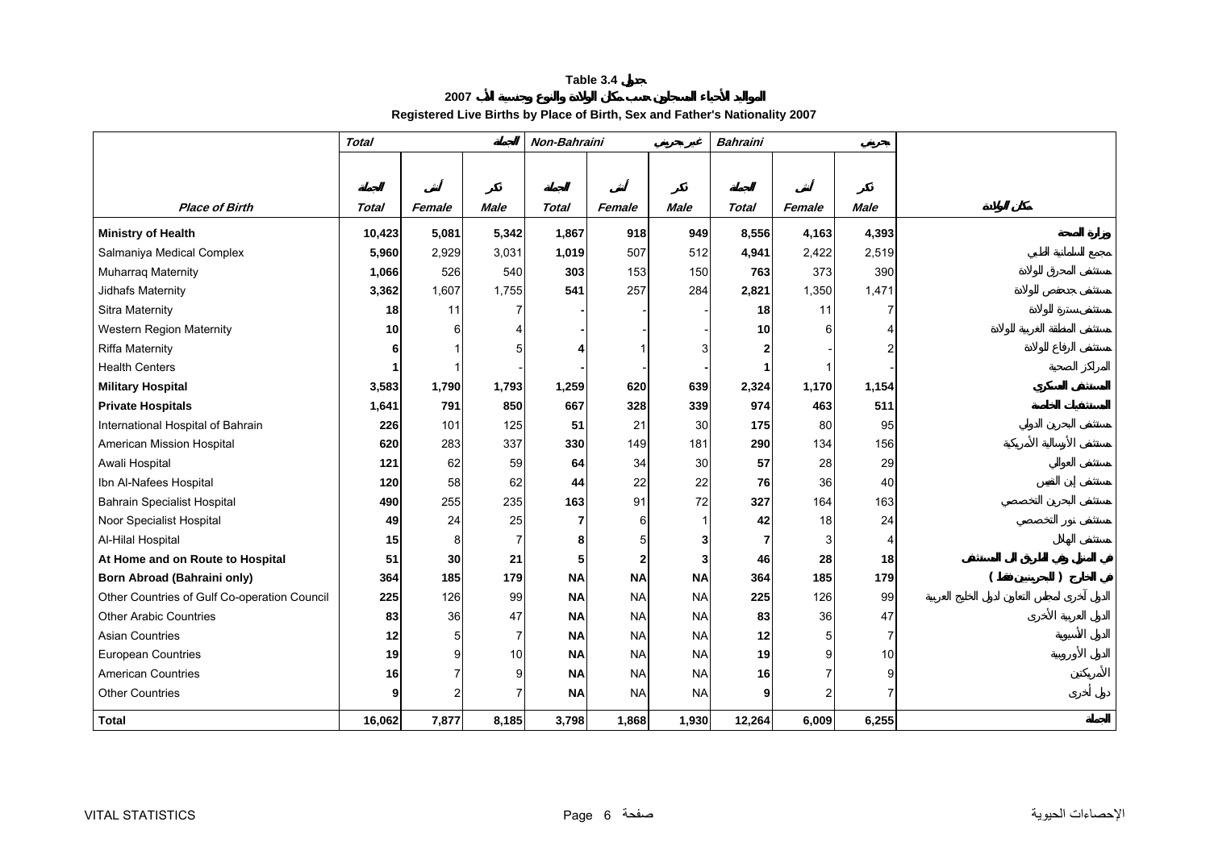# Table 3.4 جدول

## 2007 المواليد الأحياء المسجلون حسب مكان الولادة والنوع وجنسية الأب

### Registered Live Births by Place of Birth, Sex and Father's Nationality 2007

| | Total | | المجموع | Non-Bahraini | | غير بحريني | Bahraini | | بحريني | |
|---|---|---|---|---|---|---|---|---|---|---|
| | المجموع | أنثى | ذكر | المجموع | أنثى | ذكر | المجموع | أنثى | ذكر | |
| **Place of Birth** | **Total** | **Female** | **Male** | **Total** | **Female** | **Male** | **Total** | **Female** | **Male** | **مكان الولادة** |
| **Ministry of Health** | **10,423** | **5,081** | **5,342** | **1,867** | **918** | **949** | **8,556** | **4,163** | **4,393** | **وزارة الصحة** |
| Salmaniya Medical Complex | **5,960** | 2,929 | 3,031 | **1,019** | 507 | 512 | **4,941** | 2,422 | 2,519 | مجمع السلمانية الطبي |
| Muharraq Maternity | **1,066** | 526 | 540 | **303** | 153 | 150 | **763** | 373 | 390 | مستشفى المحرق للولادة |
| Jidhafs Maternity | **3,362** | 1,607 | 1,755 | **541** | 257 | 284 | **2,821** | 1,350 | 1,471 | مستشفى جدحفص للولادة |
| Sitra Maternity | **18** | 11 | 7 | **-** | - | - | **18** | 11 | 7 | مستشفى سترة للولادة |
| Western Region Maternity | **10** | 6 | 4 | **-** | - | - | **10** | 6 | 4 | مستشفى المنطقة الغربية للولادة |
| Riffa Maternity | **6** | 1 | 5 | **4** | 1 | 3 | **2** | - | 2 | مستشفى الرفاع للولادة |
| Health Centers | **1** | 1 | - | **-** | - | - | **1** | 1 | - | المراكز الصحية |
| **Military Hospital** | **3,583** | **1,790** | **1,793** | **1,259** | **620** | **639** | **2,324** | **1,170** | **1,154** | **المستشفى العسكري** |
| **Private Hospitals** | **1,641** | **791** | **850** | **667** | **328** | **339** | **974** | **463** | **511** | **المستشفيات الخاصة** |
| International Hospital of Bahrain | **226** | 101 | 125 | **51** | 21 | 30 | **175** | 80 | 95 | مستشفى البحرين الدولي |
| American Mission Hospital | **620** | 283 | 337 | **330** | 149 | 181 | **290** | 134 | 156 | مستشفى الأرسالية الأمريكية |
| Awali Hospital | **121** | 62 | 59 | **64** | 34 | 30 | **57** | 28 | 29 | مستشفى العوالي |
| Ibn Al-Nafees Hospital | **120** | 58 | 62 | **44** | 22 | 22 | **76** | 36 | 40 | مستشفى إبن النفيس |
| Bahrain Specialist Hospital | **490** | 255 | 235 | **163** | 91 | 72 | **327** | 164 | 163 | مستشفى البحرين التخصصي |
| Noor Specialist Hospital | **49** | 24 | 25 | **7** | 6 | 1 | **42** | 18 | 24 | مستشفى نور التخصصي |
| Al-Hilal Hospital | **15** | 8 | 7 | **8** | 5 | 3 | **7** | 3 | 4 | مستشفى الهلال |
| **At Home and on Route to Hospital** | **51** | **30** | **21** | **5** | **2** | **3** | **46** | **28** | **18** | **في المنزل وفي الطريق إلى المستشفى** |
| **Born Abroad (Bahraini only)** | **364** | **185** | **179** | **NA** | **NA** | **NA** | **364** | **185** | **179** | **في الخارج ( للبحرينيين فقط )** |
| Other Countries of Gulf Co-operation Council | **225** | 126 | 99 | **NA** | NA | NA | **225** | 126 | 99 | الدول آخرى لمجلس التعاون لدول الخليج العربية |
| Other Arabic Countries | **83** | 36 | 47 | **NA** | NA | NA | **83** | 36 | 47 | الدول العربية الأخرى |
| Asian Countries | **12** | 5 | 7 | **NA** | NA | NA | **12** | 5 | 7 | الدول الأسيوية |
| European Countries | **19** | 9 | 10 | **NA** | NA | NA | **19** | 9 | 10 | الدول الأوروبية |
| American Countries | **16** | 7 | 9 | **NA** | NA | NA | **16** | 7 | 9 | الأمريكتين |
| Other Countries | **9** | 2 | 7 | **NA** | NA | NA | **9** | 2 | 7 | دول أخرى |
| **Total** | **16,062** | **7,877** | **8,185** | **3,798** | **1,868** | **1,930** | **12,264** | **6,009** | **6,255** | **المجموع** |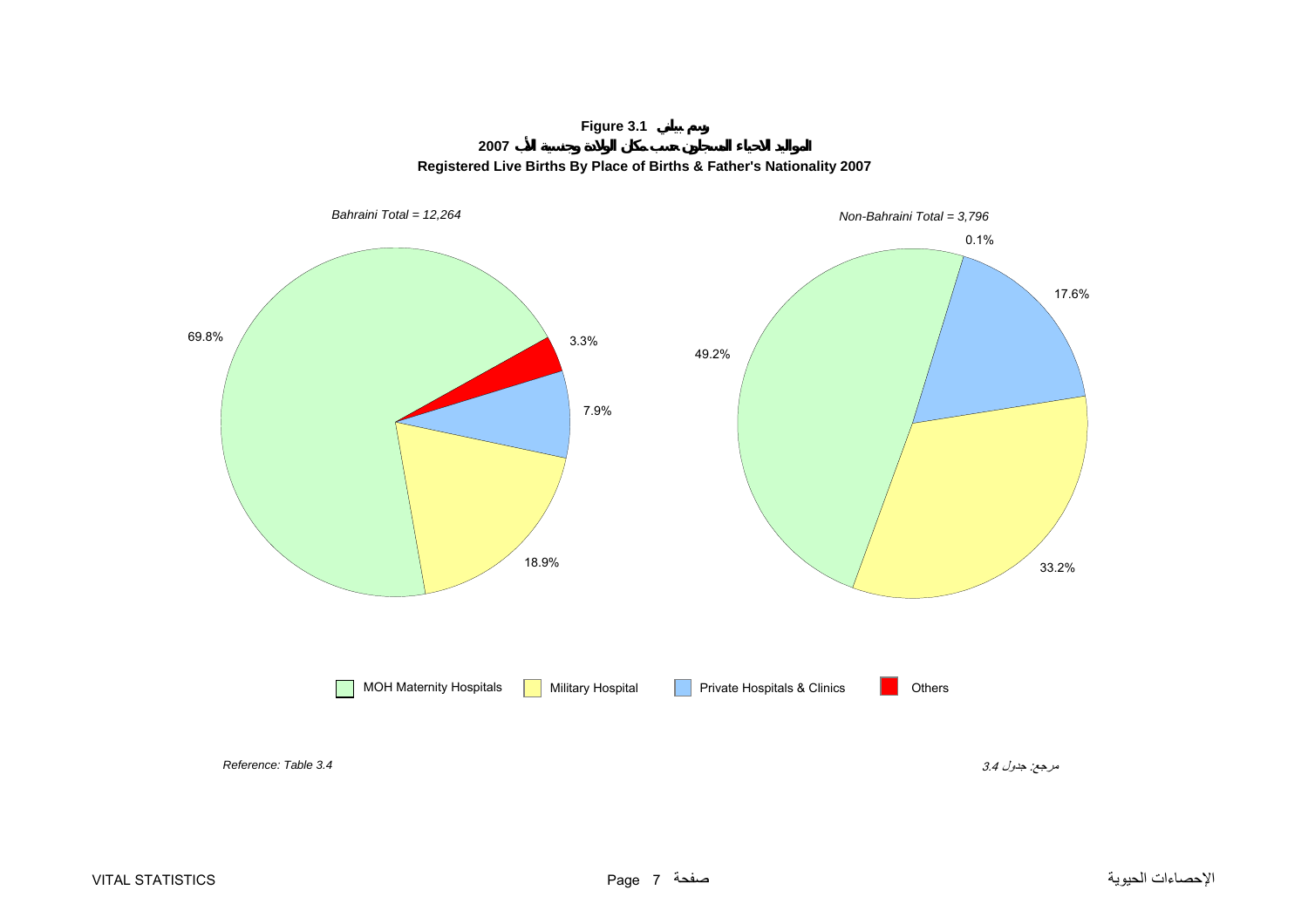**Figure 3.1 رسم بياني**

**المواليد الاحياء المسجلون حسب مكان الولادة وجنسية الأب 2007**

**Registered Live Births By Place of Births & Father's Nationality 2007**

*Bahraini Total = 12,264*

69.8%

3.3%

7.9%

18.9%

*Non-Bahraini Total = 3,796*

0.1%

17.6%

49.2%

33.2%

MOH Maternity Hospitals | Military Hospital | Private Hospitals & Clinics | Others

*Reference: Table 3.4*

*مرجع: جدول 3.4*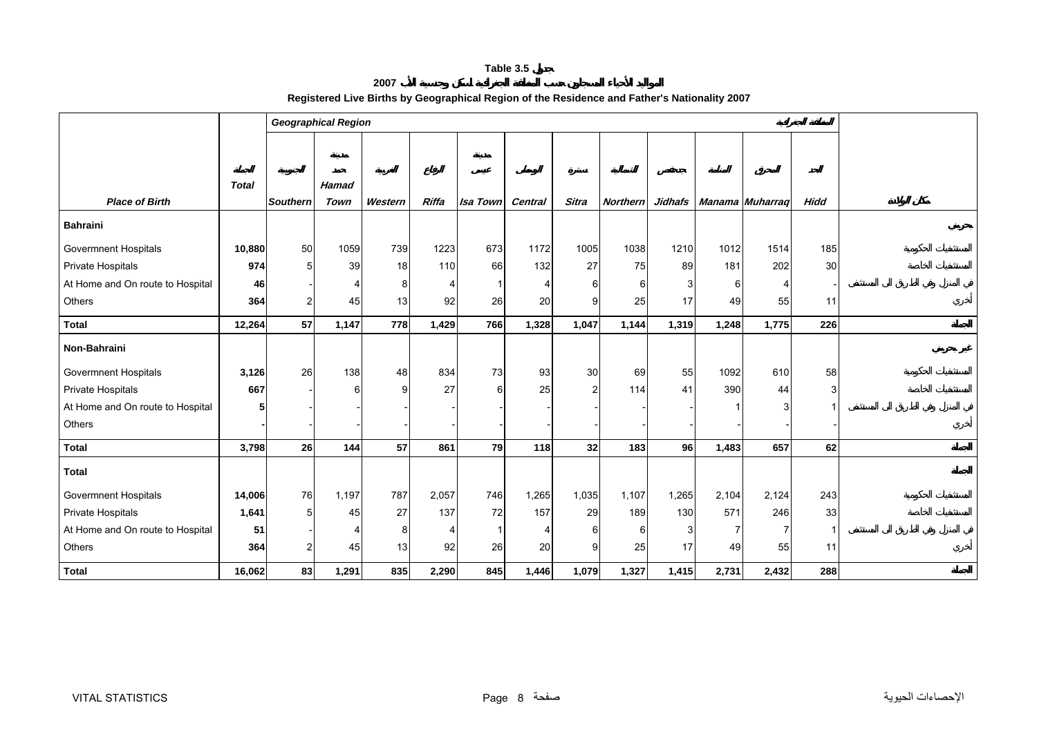# Table 3.5 جدول

## المواليد الأحياء المسجلون حسب المنطقة الجغرافية لسكن وجنسية الأب 2007

## Registered Live Births by Geographical Region of the Residence and Father's Nationality 2007

| Place of Birth | الجملة Total | Geographical Region المنطقة الجغرافية | | | | | | | | | | | | | مكان الولادة |
|---|---|---|---|---|---|---|---|---|---|---|---|---|---|---|---|
| | | الجنوبية Southern | مدينة حمد Hamad Town | الغربية Western | الرفاع Riffa | مدينة عيسى Isa Town | الوسطى Central | سترة Sitra | الشمالية Northern | جدحفص Jidhafs | المنامة Manama | المحرق Muharraq | الحد Hidd | |
| **Bahraini** | | | | | | | | | | | | | | | **بحريني** |
| Govermnent Hospitals | **10,880** | 50 | 1059 | 739 | 1223 | 673 | 1172 | 1005 | 1038 | 1210 | 1012 | 1514 | 185 | | المستشفيات الحكومية |
| Private Hospitals | **974** | 5 | 39 | 18 | 110 | 66 | 132 | 27 | 75 | 89 | 181 | 202 | 30 | | المستشفيات الخاصة |
| At Home and On route to Hospital | **46** | - | 4 | 8 | 4 | 1 | 4 | 6 | 6 | 3 | 6 | 4 | - | | في المنزل وفي الطريق الى المستشفى |
| Others | **364** | 2 | 45 | 13 | 92 | 26 | 20 | 9 | 25 | 17 | 49 | 55 | 11 | | أخرى |
| **Total** | **12,264** | **57** | **1,147** | **778** | **1,429** | **766** | **1,328** | **1,047** | **1,144** | **1,319** | **1,248** | **1,775** | **226** | | **الجملة** |
| **Non-Bahraini** | | | | | | | | | | | | | | | **غير بحريني** |
| Govermnent Hospitals | **3,126** | 26 | 138 | 48 | 834 | 73 | 93 | 30 | 69 | 55 | 1092 | 610 | 58 | | المستشفيات الحكومية |
| Private Hospitals | **667** | - | 6 | 9 | 27 | 6 | 25 | 2 | 114 | 41 | 390 | 44 | 3 | | المستشفيات الخاصة |
| At Home and On route to Hospital | **5** | - | - | - | - | - | - | - | - | - | 1 | 3 | 1 | | في المنزل وفي الطريق الى المستشفى |
| Others | **-** | - | - | - | - | - | - | - | - | - | - | - | - | | أخرى |
| **Total** | **3,798** | **26** | **144** | **57** | **861** | **79** | **118** | **32** | **183** | **96** | **1,483** | **657** | **62** | | **الجملة** |
| **Total** | | | | | | | | | | | | | | | **الجملة** |
| Govermnent Hospitals | **14,006** | 76 | 1,197 | 787 | 2,057 | 746 | 1,265 | 1,035 | 1,107 | 1,265 | 2,104 | 2,124 | 243 | | المستشفيات الحكومية |
| Private Hospitals | **1,641** | 5 | 45 | 27 | 137 | 72 | 157 | 29 | 189 | 130 | 571 | 246 | 33 | | المستشفيات الخاصة |
| At Home and On route to Hospital | **51** | - | 4 | 8 | 4 | 1 | 4 | 6 | 6 | 3 | 7 | 7 | 1 | | في المنزل وفي الطريق الى المستشفى |
| Others | **364** | 2 | 45 | 13 | 92 | 26 | 20 | 9 | 25 | 17 | 49 | 55 | 11 | | أخرى |
| **Total** | **16,062** | **83** | **1,291** | **835** | **2,290** | **845** | **1,446** | **1,079** | **1,327** | **1,415** | **2,731** | **2,432** | **288** | | **الجملة** |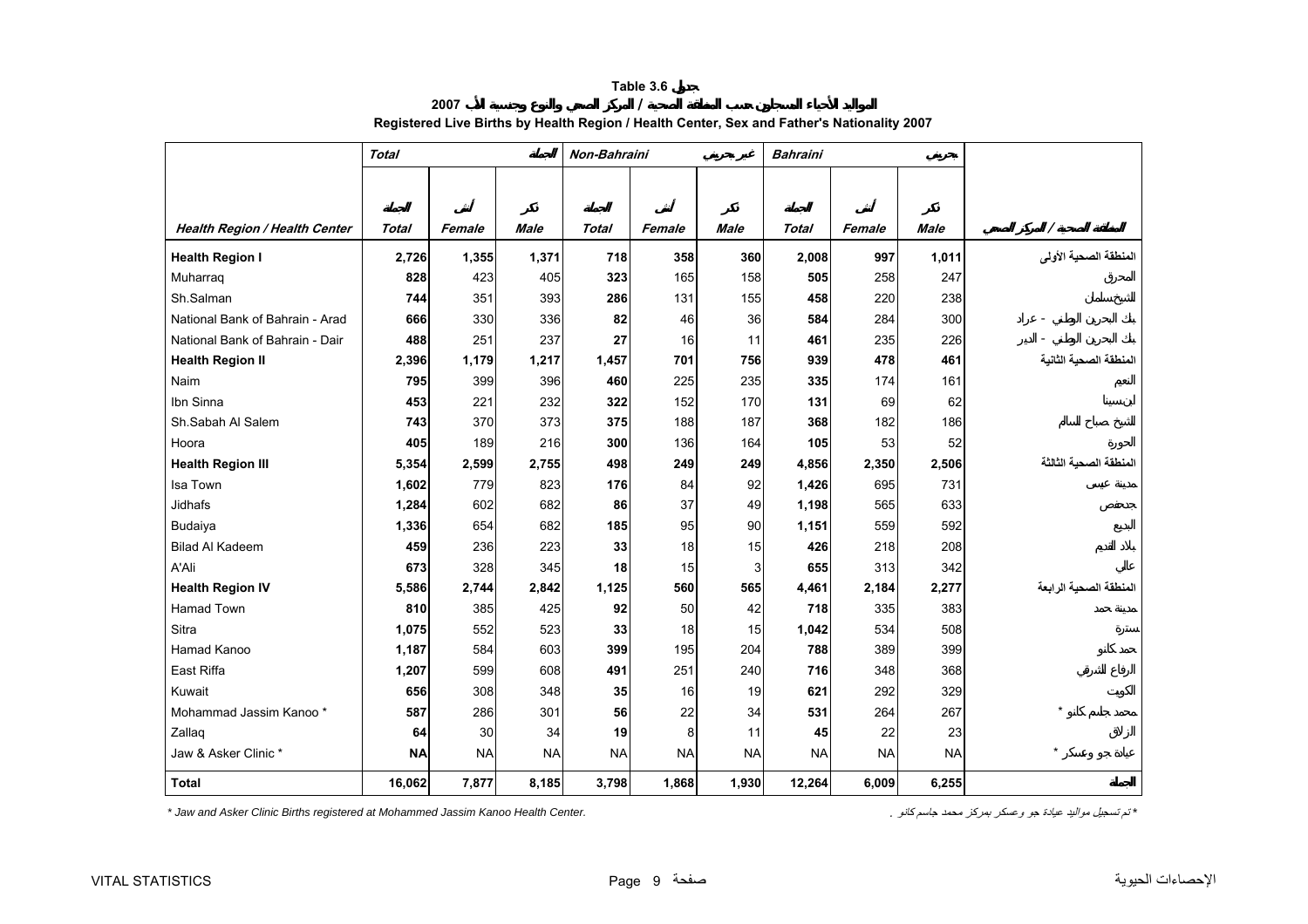**Table 3.6 جدول**

**المواليد الأحياء المسجلين حسب المنطقة الصحية / المركز الصحي والنوع وجنسية الأب 2007**

**Registered Live Births by Health Region / Health Center, Sex and Father's Nationality 2007**

| | Total | | الجملة | Non-Bahraini | | غير بحريني | Bahraini | | بحريني | |
|---|---|---|---|---|---|---|---|---|---|---|
| **Health Region / Health Center** | **الجملة Total** | **أنثى Female** | **ذكر Male** | **الجملة Total** | **أنثى Female** | **ذكر Male** | **الجملة Total** | **أنثى Female** | **ذكر Male** | **المنطقة الصحية / المركز الصحي** |
| **Health Region I** | **2,726** | **1,355** | **1,371** | **718** | **358** | **360** | **2,008** | **997** | **1,011** | المنطقة الصحية الأولى |
| Muharraq | **828** | 423 | 405 | **323** | 165 | 158 | **505** | 258 | 247 | المحرق |
| Sh.Salman | **744** | 351 | 393 | **286** | 131 | 155 | **458** | 220 | 238 | الشيخ سلمان |
| National Bank of Bahrain - Arad | **666** | 330 | 336 | **82** | 46 | 36 | **584** | 284 | 300 | بنك البحرين الوطني - عراد |
| National Bank of Bahrain - Dair | **488** | 251 | 237 | **27** | 16 | 11 | **461** | 235 | 226 | بنك البحرين الوطني - الدير |
| **Health Region II** | **2,396** | **1,179** | **1,217** | **1,457** | **701** | **756** | **939** | **478** | **461** | المنطقة الصحية الثانية |
| Naim | **795** | 399 | 396 | **460** | 225 | 235 | **335** | 174 | 161 | النعيم |
| Ibn Sinna | **453** | 221 | 232 | **322** | 152 | 170 | **131** | 69 | 62 | ابن سينا |
| Sh.Sabah Al Salem | **743** | 370 | 373 | **375** | 188 | 187 | **368** | 182 | 186 | الشيخ صباح السالم |
| Hoora | **405** | 189 | 216 | **300** | 136 | 164 | **105** | 53 | 52 | الحورة |
| **Health Region III** | **5,354** | **2,599** | **2,755** | **498** | **249** | **249** | **4,856** | **2,350** | **2,506** | المنطقة الصحية الثالثة |
| Isa Town | **1,602** | 779 | 823 | **176** | 84 | 92 | **1,426** | 695 | 731 | مدينة عيسى |
| Jidhafs | **1,284** | 602 | 682 | **86** | 37 | 49 | **1,198** | 565 | 633 | جدحفص |
| Budaiya | **1,336** | 654 | 682 | **185** | 95 | 90 | **1,151** | 559 | 592 | البديع |
| Bilad Al Kadeem | **459** | 236 | 223 | **33** | 18 | 15 | **426** | 218 | 208 | بلاد القديم |
| A'Ali | **673** | 328 | 345 | **18** | 15 | 3 | **655** | 313 | 342 | عالي |
| **Health Region IV** | **5,586** | **2,744** | **2,842** | **1,125** | **560** | **565** | **4,461** | **2,184** | **2,277** | المنطقة الصحية الرابعة |
| Hamad Town | **810** | 385 | 425 | **92** | 50 | 42 | **718** | 335 | 383 | مدينة حمد |
| Sitra | **1,075** | 552 | 523 | **33** | 18 | 15 | **1,042** | 534 | 508 | سترة |
| Hamad Kanoo | **1,187** | 584 | 603 | **399** | 195 | 204 | **788** | 389 | 399 | حمد كانو |
| East Riffa | **1,207** | 599 | 608 | **491** | 251 | 240 | **716** | 348 | 368 | الرفاع الشرقي |
| Kuwait | **656** | 308 | 348 | **35** | 16 | 19 | **621** | 292 | 329 | الكويت |
| Mohammad Jassim Kanoo * | **587** | 286 | 301 | **56** | 22 | 34 | **531** | 264 | 267 | محمد جاسم كانو * |
| Zallaq | **64** | 30 | 34 | **19** | 8 | 11 | **45** | 22 | 23 | الزلاق |
| Jaw & Asker Clinic * | **NA** | NA | NA | NA | NA | NA | NA | NA | NA | عيادة جو وعسكر * |
| **Total** | **16,062** | **7,877** | **8,185** | **3,798** | **1,868** | **1,930** | **12,264** | **6,009** | **6,255** | الجملة |

*\* Jaw and Asker Clinic Births registered at Mohammed Jassim Kanoo Health Center.*

*\* تم تسجيل مواليد عيادة جو وعسكر بمركز محمد جاسم كانو .*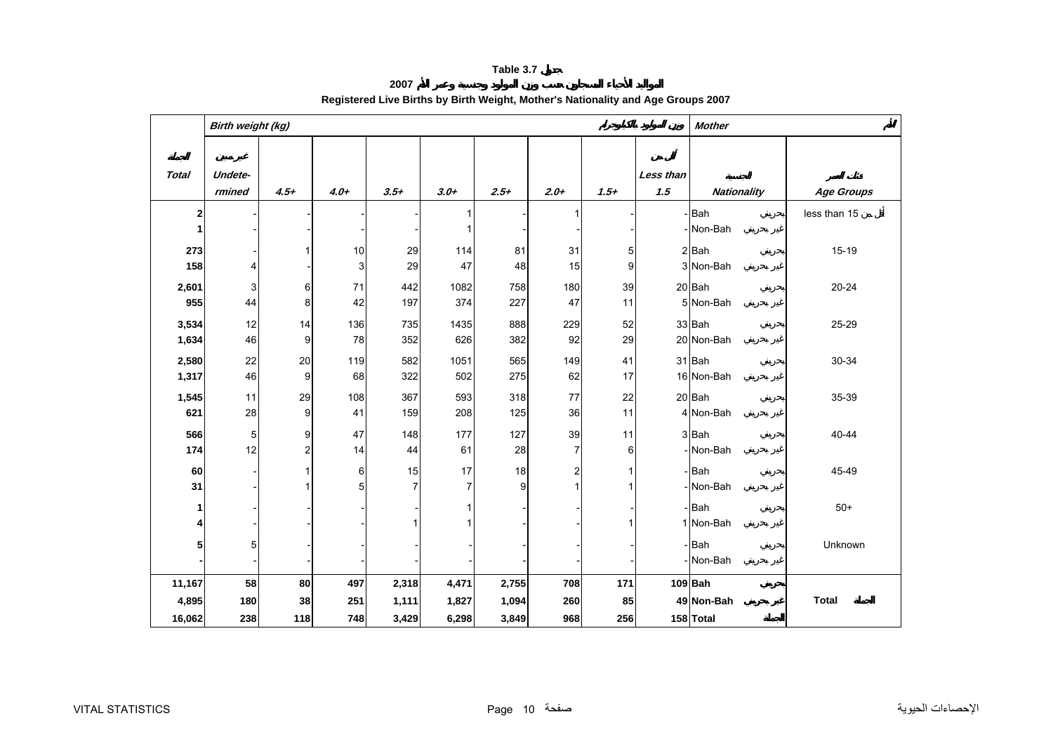# Table 3.7 جدول

## المواليد الأحياء المسجلون حسب وزن المولود وجنسية وعمر الأم 2007

## Registered Live Births by Birth Weight, Mother's Nationality and Age Groups 2007

| الجملة Total | غير مبين Undete-rmined | 4.5+ | 4.0+ | 3.5+ | 3.0+ | 2.5+ | 2.0+ | 1.5+ | أقل من Less than 1.5 | الجنسية Nationality | | فئات العمر Age Groups |
|---|---|---|---|---|---|---|---|---|---|---|---|---|
| | Birth weight (kg) وزن المولود بالكيلوجرام | | | | | | | | | Mother الأم | | |
| **2** | - | - | - | - | 1 | - | 1 | - | - | Bah | بحريني | less than 15 أقل من |
| **1** | - | - | - | - | 1 | - | - | - | - | Non-Bah | غير بحريني | |
| **273** | - | 1 | 10 | 29 | 114 | 81 | 31 | 5 | 2 | Bah | بحريني | 15-19 |
| **158** | 4 | - | 3 | 29 | 47 | 48 | 15 | 9 | 3 | Non-Bah | غير بحريني | |
| **2,601** | 3 | 6 | 71 | 442 | 1082 | 758 | 180 | 39 | 20 | Bah | بحريني | 20-24 |
| **955** | 44 | 8 | 42 | 197 | 374 | 227 | 47 | 11 | 5 | Non-Bah | غير بحريني | |
| **3,534** | 12 | 14 | 136 | 735 | 1435 | 888 | 229 | 52 | 33 | Bah | بحريني | 25-29 |
| **1,634** | 46 | 9 | 78 | 352 | 626 | 382 | 92 | 29 | 20 | Non-Bah | غير بحريني | |
| **2,580** | 22 | 20 | 119 | 582 | 1051 | 565 | 149 | 41 | 31 | Bah | بحريني | 30-34 |
| **1,317** | 46 | 9 | 68 | 322 | 502 | 275 | 62 | 17 | 16 | Non-Bah | غير بحريني | |
| **1,545** | 11 | 29 | 108 | 367 | 593 | 318 | 77 | 22 | 20 | Bah | بحريني | 35-39 |
| **621** | 28 | 9 | 41 | 159 | 208 | 125 | 36 | 11 | 4 | Non-Bah | غير بحريني | |
| **566** | 5 | 9 | 47 | 148 | 177 | 127 | 39 | 11 | 3 | Bah | بحريني | 40-44 |
| **174** | 12 | 2 | 14 | 44 | 61 | 28 | 7 | 6 | - | Non-Bah | غير بحريني | |
| **60** | - | 1 | 6 | 15 | 17 | 18 | 2 | 1 | - | Bah | بحريني | 45-49 |
| **31** | - | 1 | 5 | 7 | 7 | 9 | 1 | 1 | - | Non-Bah | غير بحريني | |
| **1** | - | - | - | - | 1 | - | - | - | - | Bah | بحريني | 50+ |
| **4** | - | - | - | 1 | 1 | - | - | 1 | 1 | Non-Bah | غير بحريني | |
| **5** | 5 | - | - | - | - | - | - | - | - | Bah | بحريني | Unknown |
| **-** | - | - | - | - | - | - | - | - | - | Non-Bah | غير بحريني | |
| **11,167** | **58** | **80** | **497** | **2,318** | **4,471** | **2,755** | **708** | **171** | **109** | **Bah** | **بحريني** | |
| **4,895** | **180** | **38** | **251** | **1,111** | **1,827** | **1,094** | **260** | **85** | **49** | **Non-Bah** | **غير بحريني** | **Total الجملة** |
| **16,062** | **238** | **118** | **748** | **3,429** | **6,298** | **3,849** | **968** | **256** | **158** | **Total** | **الجملة** | |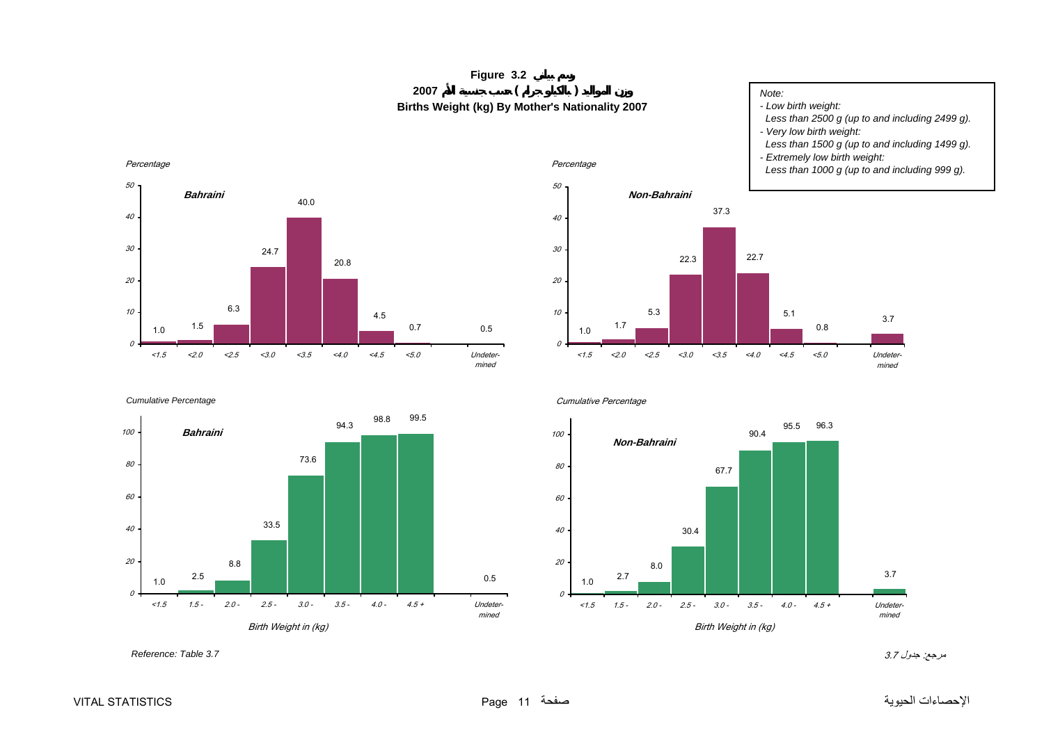**Figure 3.2 رسم بياني**

**وزن المواليد ( بالكيلوجرام ) حسب جنسية الأم 2007**

**Births Weight (kg) By Mother's Nationality 2007**

*Note:*
- *Low birth weight:*
  *Less than 2500 g (up to and including 2499 g).*
- *Very low birth weight:*
  *Less than 1500 g (up to and including 1499 g).*
- *Extremely low birth weight:*
  *Less than 1000 g (up to and including 999 g).*

*Percentage*

| Birth Weight (kg) | Bahraini | Non-Bahraini |
|---|---|---|
| <1.5 | 1.0 | 1.0 |
| <2.0 | 1.5 | 1.7 |
| <2.5 | 6.3 | 5.3 |
| <3.0 | 24.7 | 22.3 |
| <3.5 | 40.0 | 37.3 |
| <4.0 | 20.8 | 22.7 |
| <4.5 | 4.5 | 5.1 |
| <5.0 | 0.7 | 0.8 |
| Undetermined | 0.5 | 3.7 |

*Cumulative Percentage*

| Birth Weight in (kg) | Bahraini | Non-Bahraini |
|---|---|---|
| <1.5 | 1.0 | 1.0 |
| 1.5 - | 2.5 | 2.7 |
| 2.0 - | 8.8 | 8.0 |
| 2.5 - | 33.5 | 30.4 |
| 3.0 - | 73.6 | 67.7 |
| 3.5 - | 94.3 | 90.4 |
| 4.0 - | 98.8 | 95.5 |
| 4.5 + | 99.5 | 96.3 |
| Undetermined | 0.5 | 3.7 |

*Reference: Table 3.7*

مرجع: جدول 3.7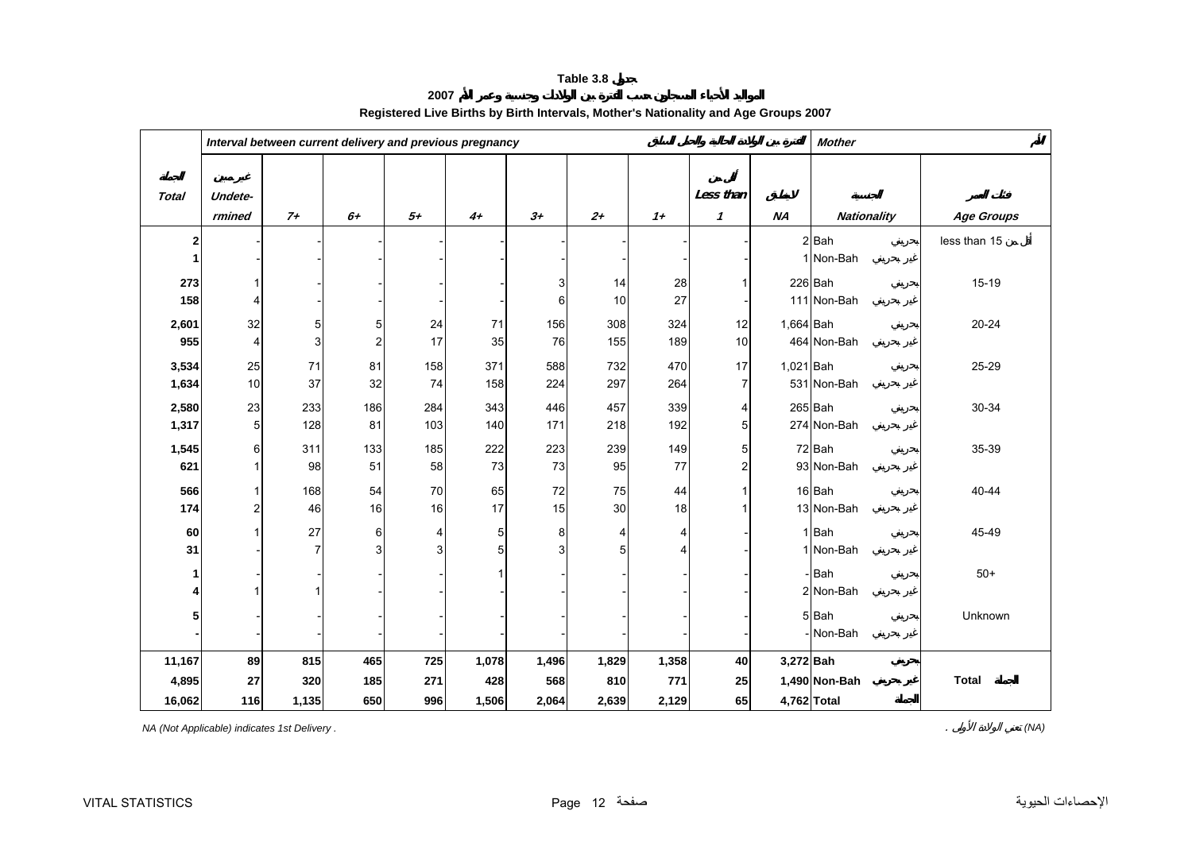**Table 3.8 جدول**

**المواليد الأحياء المسجلون حسب الفترة بين الولادات وجنسية وعمر الأم 2007**

**Registered Live Births by Birth Intervals, Mother's Nationality and Age Groups 2007**

| الجملة Total | غير مبين Undetermined | 7+ | 6+ | 5+ | 4+ | 3+ | 2+ | 1+ | أقل من Less than 1 | لا ينطبق NA | الجنسية Nationality | | فئات العمر Age Groups |
|---|---|---|---|---|---|---|---|---|---|---|---|---|---|
| | *Interval between current delivery and previous pregnancy* الفترة بين الولادة الحالية والحمل السابق | | | | | | | | | | *Mother* الأم | | |
| **2** | - | - | - | - | - | - | - | - | - | 2 | Bah | بحريني | less than 15 أقل من |
| **1** | - | - | - | - | - | - | - | - | - | 1 | Non-Bah | غير بحريني | |
| **273** | 1 | - | - | - | - | 3 | 14 | 28 | 1 | 226 | Bah | بحريني | 15-19 |
| **158** | 4 | - | - | - | - | 6 | 10 | 27 | - | 111 | Non-Bah | غير بحريني | |
| **2,601** | 32 | 5 | 5 | 24 | 71 | 156 | 308 | 324 | 12 | 1,664 | Bah | بحريني | 20-24 |
| **955** | 4 | 3 | 2 | 17 | 35 | 76 | 155 | 189 | 10 | 464 | Non-Bah | غير بحريني | |
| **3,534** | 25 | 71 | 81 | 158 | 371 | 588 | 732 | 470 | 17 | 1,021 | Bah | بحريني | 25-29 |
| **1,634** | 10 | 37 | 32 | 74 | 158 | 224 | 297 | 264 | 7 | 531 | Non-Bah | غير بحريني | |
| **2,580** | 23 | 233 | 186 | 284 | 343 | 446 | 457 | 339 | 4 | 265 | Bah | بحريني | 30-34 |
| **1,317** | 5 | 128 | 81 | 103 | 140 | 171 | 218 | 192 | 5 | 274 | Non-Bah | غير بحريني | |
| **1,545** | 6 | 311 | 133 | 185 | 222 | 223 | 239 | 149 | 5 | 72 | Bah | بحريني | 35-39 |
| **621** | 1 | 98 | 51 | 58 | 73 | 73 | 95 | 77 | 2 | 93 | Non-Bah | غير بحريني | |
| **566** | 1 | 168 | 54 | 70 | 65 | 72 | 75 | 44 | 1 | 16 | Bah | بحريني | 40-44 |
| **174** | 2 | 46 | 16 | 16 | 17 | 15 | 30 | 18 | 1 | 13 | Non-Bah | غير بحريني | |
| **60** | 1 | 27 | 6 | 4 | 5 | 8 | 4 | 4 | - | 1 | Bah | بحريني | 45-49 |
| **31** | - | 7 | 3 | 3 | 5 | 3 | 5 | 4 | - | 1 | Non-Bah | غير بحريني | |
| **1** | - | - | - | - | 1 | - | - | - | - | - | Bah | بحريني | 50+ |
| **4** | 1 | 1 | - | - | - | - | - | - | - | 2 | Non-Bah | غير بحريني | |
| **5** | - | - | - | - | - | - | - | - | - | 5 | Bah | بحريني | Unknown |
| **-** | - | - | - | - | - | - | - | - | - | - | Non-Bah | غير بحريني | |
| **11,167** | **89** | **815** | **465** | **725** | **1,078** | **1,496** | **1,829** | **1,358** | **40** | **3,272** | **Bah** | **بحريني** | |
| **4,895** | **27** | **320** | **185** | **271** | **428** | **568** | **810** | **771** | **25** | **1,490** | **Non-Bah** | **غير بحريني** | **Total الجملة** |
| **16,062** | **116** | **1,135** | **650** | **996** | **1,506** | **2,064** | **2,639** | **2,129** | **65** | **4,762** | **Total** | **الجملة** | |

*NA (Not Applicable) indicates 1st Delivery .* *(NA) تعني الولادة الأولى .*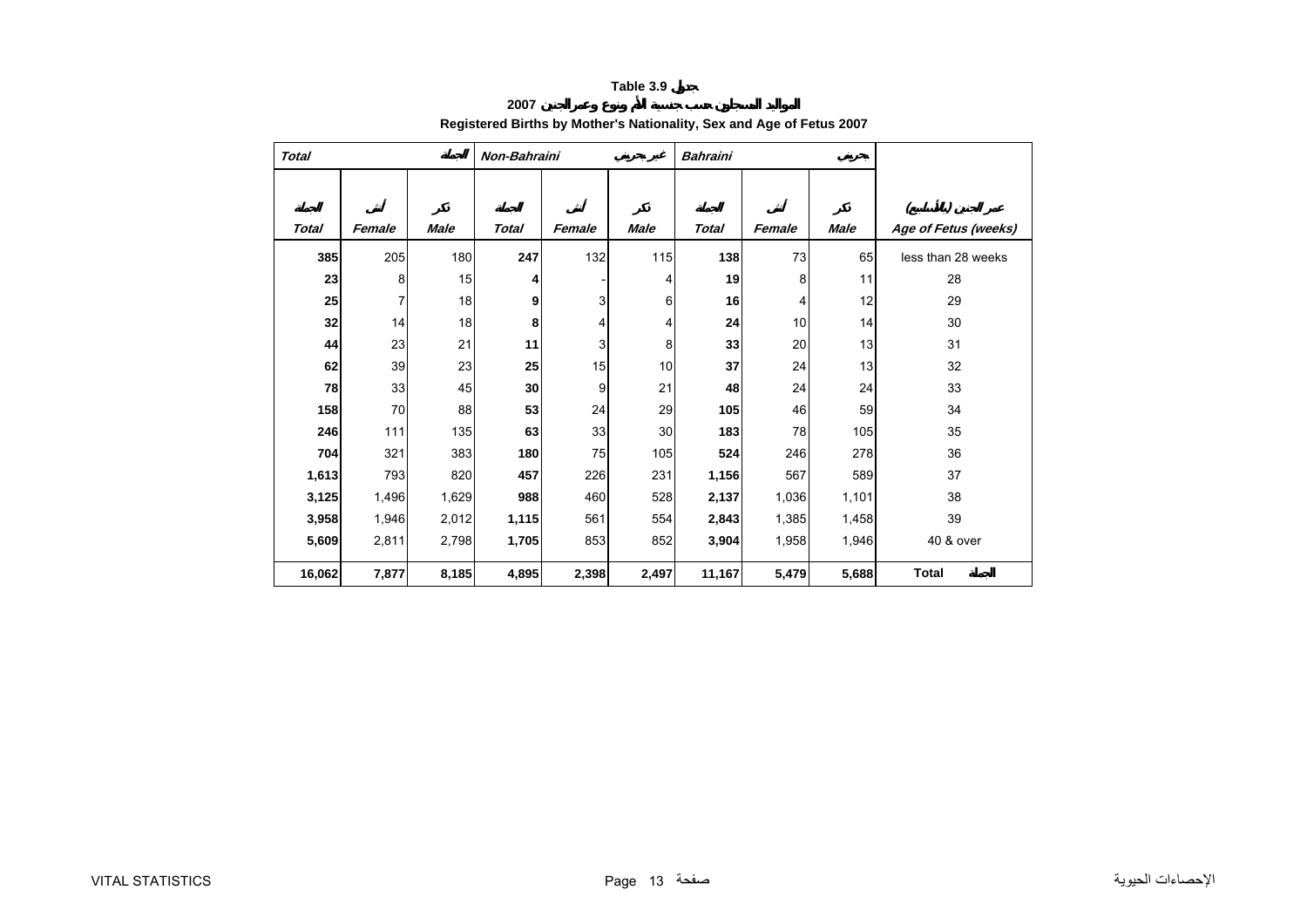**Table 3.9 جدول**

**2007 المواليد المسجلون حسب جنسية الأم ونوع وعمر الجنين**

**Registered Births by Mother's Nationality, Sex and Age of Fetus 2007**

| *Total* الجملة | | | *Non-Bahraini* غير بحريني | | | *Bahraini* بحريني | | | |
|---|---|---|---|---|---|---|---|---|---|
| الجملة *Total* | أنثى *Female* | ذكر *Male* | الجملة *Total* | أنثى *Female* | ذكر *Male* | الجملة *Total* | أنثى *Female* | ذكر *Male* | عمر الجنين (بالأسابيع) *Age of Fetus (weeks)* |
| **385** | 205 | 180 | **247** | 132 | 115 | **138** | 73 | 65 | less than 28 weeks |
| **23** | 8 | 15 | **4** | - | 4 | **19** | 8 | 11 | 28 |
| **25** | 7 | 18 | **9** | 3 | 6 | **16** | 4 | 12 | 29 |
| **32** | 14 | 18 | **8** | 4 | 4 | **24** | 10 | 14 | 30 |
| **44** | 23 | 21 | **11** | 3 | 8 | **33** | 20 | 13 | 31 |
| **62** | 39 | 23 | **25** | 15 | 10 | **37** | 24 | 13 | 32 |
| **78** | 33 | 45 | **30** | 9 | 21 | **48** | 24 | 24 | 33 |
| **158** | 70 | 88 | **53** | 24 | 29 | **105** | 46 | 59 | 34 |
| **246** | 111 | 135 | **63** | 33 | 30 | **183** | 78 | 105 | 35 |
| **704** | 321 | 383 | **180** | 75 | 105 | **524** | 246 | 278 | 36 |
| **1,613** | 793 | 820 | **457** | 226 | 231 | **1,156** | 567 | 589 | 37 |
| **3,125** | 1,496 | 1,629 | **988** | 460 | 528 | **2,137** | 1,036 | 1,101 | 38 |
| **3,958** | 1,946 | 2,012 | **1,115** | 561 | 554 | **2,843** | 1,385 | 1,458 | 39 |
| **5,609** | 2,811 | 2,798 | **1,705** | 853 | 852 | **3,904** | 1,958 | 1,946 | 40 & over |
| **16,062** | **7,877** | **8,185** | **4,895** | **2,398** | **2,497** | **11,167** | **5,479** | **5,688** | **Total** الجملة |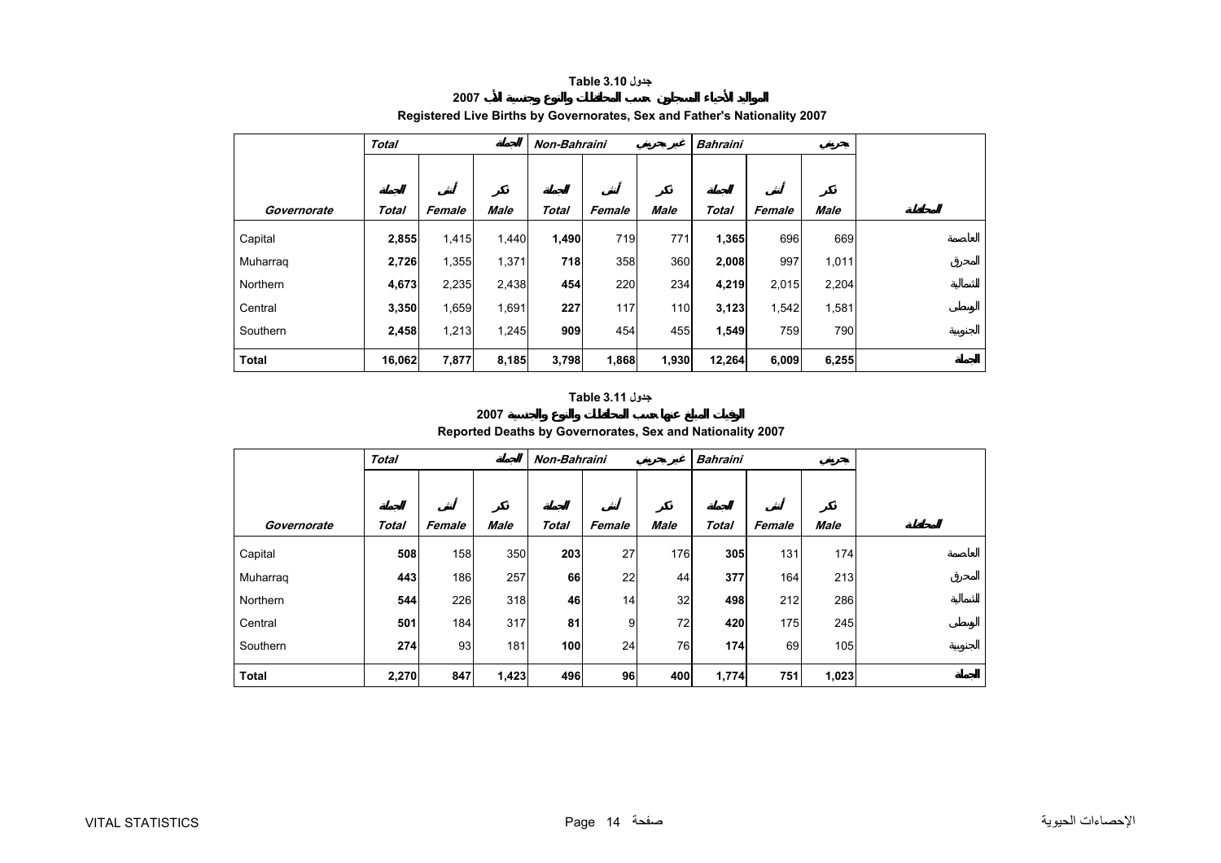**Table 3.10 جدول**

**المواليد الأحياء المسجلون حسب المحافظات والنوع وجنسية الأب 2007**

**Registered Live Births by Governorates, Sex and Father's Nationality 2007**

| | *Total* | | الجملة | *Non-Bahraini* | | غير بحريني | *Bahraini* | | بحريني | |
|---|---|---|---|---|---|---|---|---|---|---|
| | الجملة | أنثى | ذكر | الجملة | أنثى | ذكر | الجملة | أنثى | ذكر | |
| ***Governorate*** | ***Total*** | ***Female*** | ***Male*** | ***Total*** | ***Female*** | ***Male*** | ***Total*** | ***Female*** | ***Male*** | **المحافظة** |
| Capital | **2,855** | 1,415 | 1,440 | **1,490** | 719 | 771 | **1,365** | 696 | 669 | العاصمة |
| Muharraq | **2,726** | 1,355 | 1,371 | **718** | 358 | 360 | **2,008** | 997 | 1,011 | المحرق |
| Northern | **4,673** | 2,235 | 2,438 | **454** | 220 | 234 | **4,219** | 2,015 | 2,204 | الشمالية |
| Central | **3,350** | 1,659 | 1,691 | **227** | 117 | 110 | **3,123** | 1,542 | 1,581 | الوسطى |
| Southern | **2,458** | 1,213 | 1,245 | **909** | 454 | 455 | **1,549** | 759 | 790 | الجنوبية |
| **Total** | **16,062** | **7,877** | **8,185** | **3,798** | **1,868** | **1,930** | **12,264** | **6,009** | **6,255** | **الجملة** |

**Table 3.11 جدول**

**الوفيات المبلغ عنها حسب المحافظات والنوع والجنسية 2007**

**Reported Deaths by Governorates, Sex and Nationality 2007**

| | *Total* | | الجملة | *Non-Bahraini* | | غير بحريني | *Bahraini* | | بحريني | |
|---|---|---|---|---|---|---|---|---|---|---|
| | الجملة | أنثى | ذكر | الجملة | أنثى | ذكر | الجملة | أنثى | ذكر | |
| ***Governorate*** | ***Total*** | ***Female*** | ***Male*** | ***Total*** | ***Female*** | ***Male*** | ***Total*** | ***Female*** | ***Male*** | **المحافظة** |
| Capital | **508** | 158 | 350 | **203** | 27 | 176 | **305** | 131 | 174 | العاصمة |
| Muharraq | **443** | 186 | 257 | **66** | 22 | 44 | **377** | 164 | 213 | المحرق |
| Northern | **544** | 226 | 318 | **46** | 14 | 32 | **498** | 212 | 286 | الشمالية |
| Central | **501** | 184 | 317 | **81** | 9 | 72 | **420** | 175 | 245 | الوسطى |
| Southern | **274** | 93 | 181 | **100** | 24 | 76 | **174** | 69 | 105 | الجنوبية |
| **Total** | **2,270** | **847** | **1,423** | **496** | **96** | **400** | **1,774** | **751** | **1,023** | **الجملة** |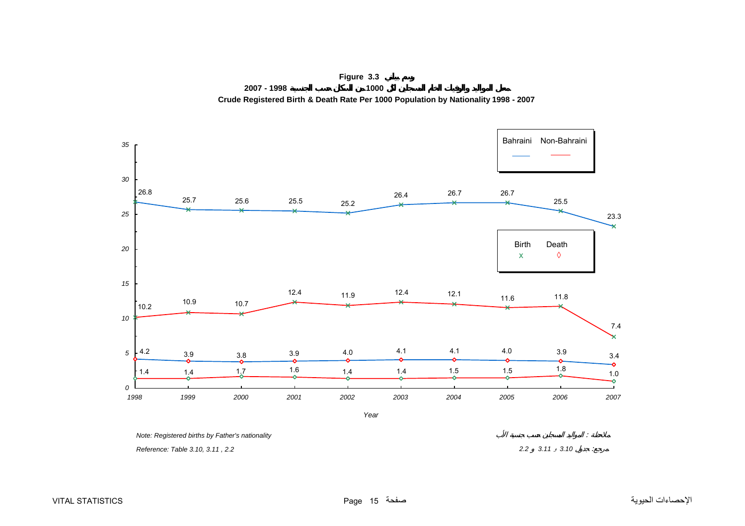**Figure 3.3 رسم بياني**

**معدل المواليد والوفيات الخام المسجلين لكل 1000 من السكان حسب الجنسية 1998 - 2007**

**Crude Registered Birth & Death Rate Per 1000 Population by Nationality 1998 - 2007**

| Year | Bahraini Birth | Non-Bahraini Birth | Bahraini Death | Non-Bahraini Death |
|---|---|---|---|---|
| 1998 | 26.8 | 10.2 | 4.2 | 1.4 |
| 1999 | 25.7 | 10.9 | 3.9 | 1.4 |
| 2000 | 25.6 | 10.7 | 3.8 | 1.7 |
| 2001 | 25.5 | 12.4 | 3.9 | 1.6 |
| 2002 | 25.2 | 11.9 | 4.0 | 1.4 |
| 2003 | 26.4 | 12.4 | 4.1 | 1.4 |
| 2004 | 26.7 | 12.1 | 4.1 | 1.5 |
| 2005 | 26.7 | 11.6 | 4.0 | 1.5 |
| 2006 | 25.5 | 11.8 | 3.9 | 1.8 |
| 2007 | 23.3 | 7.4 | 3.4 | 1.0 |

*Note: Registered births by Father's nationality*

*ملاحظة : المواليد المسجلين حسب جنسية الأب*

*Reference: Table 3.10, 3.11 , 2.2*

*مرجع: جدول 3.10 و 3.11 و 2.2*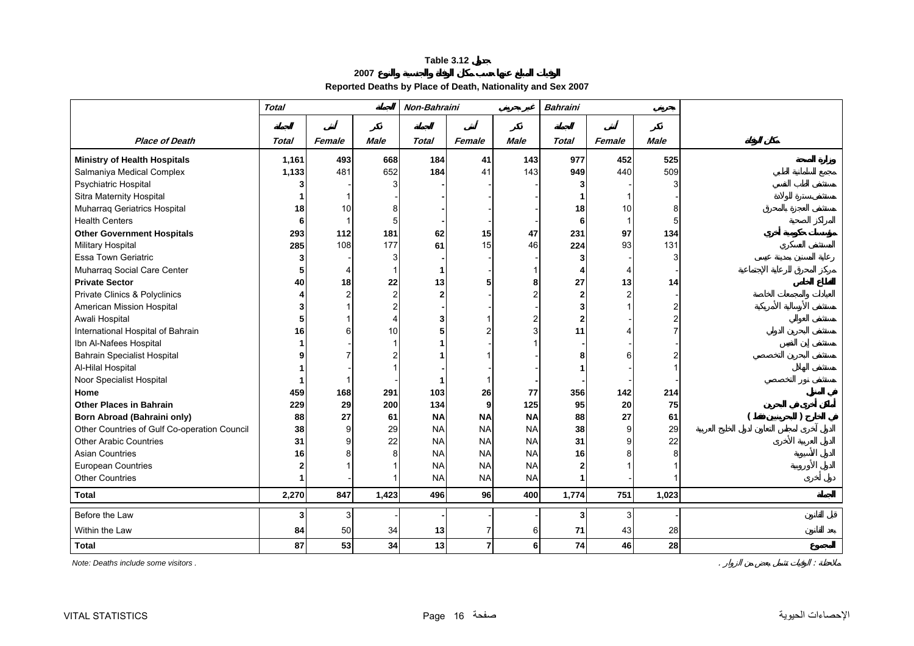# Table 3.12 جدول

## 2007 الوفيات المبلغ عنها حسب مكان الوفاة والجنسية والنوع

## Reported Deaths by Place of Death, Nationality and Sex 2007

| | Total | | الجملة | Non-Bahraini | | غير بحريني | Bahraini | | بحريني | |
|---|---|---|---|---|---|---|---|---|---|---|
| | الجملة | أنثى | ذكر | الجملة | أنثى | ذكر | الجملة | أنثى | ذكر | |
| **Place of Death** | **Total** | **Female** | **Male** | **Total** | **Female** | **Male** | **Total** | **Female** | **Male** | **مكان الوفاة** |
| **Ministry of Health Hospitals** | **1,161** | **493** | **668** | **184** | **41** | **143** | **977** | **452** | **525** | **وزارة الصحة** |
| Salmaniya Medical Complex | **1,133** | 481 | 652 | **184** | 41 | 143 | **949** | 440 | 509 | مجمع السلمانية الطبي |
| Psychiatric Hospital | **3** | - | 3 | **-** | - | - | **3** | - | 3 | مستشفى الطب النفسي |
| Sitra Maternity Hospital | **1** | 1 | - | **-** | - | - | **1** | 1 | - | مستشفى سترة للولادة |
| Muharraq Geriatrics Hospital | **18** | 10 | 8 | **-** | - | - | **18** | 10 | 8 | مستشفى العجزة بالمحرق |
| Health Centers | **6** | 1 | 5 | **-** | - | - | **6** | 1 | 5 | المراكز الصحية |
| **Other Government Hospitals** | **293** | **112** | **181** | **62** | **15** | **47** | **231** | **97** | **134** | **مستشفيات حكومية أخرى** |
| Military Hospital | **285** | 108 | 177 | **61** | 15 | 46 | **224** | 93 | 131 | المستشفى العسكري |
| Essa Town Geriatric | **3** | - | 3 | **-** | - | - | **3** | - | 3 | رعاية المسنين بمدينة عيسى |
| Muharraq Social Care Center | **5** | 4 | 1 | **1** | - | 1 | **4** | 4 | - | مركز المحرق للرعاية الإجتماعية |
| **Private Sector** | **40** | **18** | **22** | **13** | **5** | **8** | **27** | **13** | **14** | **القطاع الخاص** |
| Private Clinics & Polyclinics | **4** | 2 | 2 | **2** | - | 2 | **2** | 2 | - | العيادات والمجمعات الخاصة |
| American Mission Hospital | **3** | 1 | 2 | **-** | - | - | **3** | 1 | 2 | مستشفى الإرسالية الأمريكية |
| Awali Hospital | **5** | 1 | 4 | **3** | 1 | 2 | **2** | - | 2 | مستشفى العوالي |
| International Hospital of Bahrain | **16** | 6 | 10 | **5** | 2 | 3 | **11** | 4 | 7 | مستشفى البحرين الدولي |
| Ibn Al-Nafees Hospital | **1** | - | 1 | **1** | - | 1 | **-** | - | - | مستشفى إبن النفيس |
| Bahrain Specialist Hospital | **9** | 7 | 2 | **1** | 1 | - | **8** | 6 | 2 | مستشفى البحرين التخصصي |
| Al-Hilal Hospital | **1** | - | 1 | **-** | - | - | **1** | - | 1 | مستشفى الهلال |
| Noor Specialist Hospital | **1** | 1 | - | **1** | 1 | - | **-** | - | - | مستشفى نور التخصصي |
| **Home** | **459** | **168** | **291** | **103** | **26** | **77** | **356** | **142** | **214** | **في المنزل** |
| **Other Places in Bahrain** | **229** | **29** | **200** | **134** | **9** | **125** | **95** | **20** | **75** | **أماكن أخرى في البحرين** |
| **Born Abroad (Bahraini only)** | **88** | **27** | **61** | **NA** | **NA** | **NA** | **88** | **27** | **61** | **في الخارج ( البحرينيين فقط )** |
| Other Countries of Gulf Co-operation Council | **38** | 9 | 29 | NA | NA | NA | **38** | 9 | 29 | الدول الأخرى لمجلس التعاون لدول الخليج العربية |
| Other Arabic Countries | **31** | 9 | 22 | NA | NA | NA | **31** | 9 | 22 | الدول العربية الأخرى |
| Asian Countries | **16** | 8 | 8 | NA | NA | NA | **16** | 8 | 8 | الدول الآسيوية |
| European Countries | **2** | 1 | 1 | NA | NA | NA | **2** | 1 | 1 | الدول الأوروبية |
| Other Countries | **1** | - | 1 | NA | NA | NA | **1** | - | 1 | دول أخرى |
| **Total** | **2,270** | **847** | **1,423** | **496** | **96** | **400** | **1,774** | **751** | **1,023** | **الجملة** |
| Before the Law | **3** | 3 | - | **-** | - | - | **3** | 3 | - | قبل القانون |
| Within the Law | **84** | 50 | 34 | **13** | 7 | 6 | **71** | 43 | 28 | بعد القانون |
| **Total** | **87** | **53** | **34** | **13** | **7** | **6** | **74** | **46** | **28** | **المجموع** |

*Note: Deaths include some visitors .* ملاحظة : الوفيات تشمل بعض من الزوار .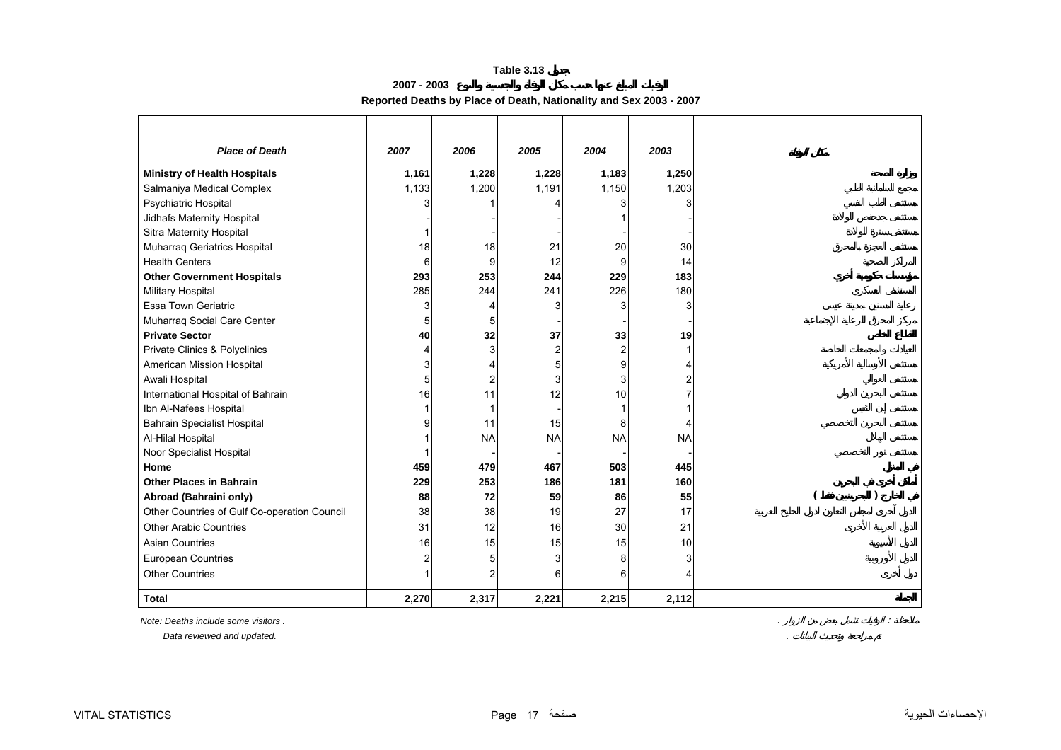**Table 3.13 جدول**

**الوفيات المبلغ عنها حسب مكان الوفاة والجنسية والنوع 2003 - 2007**

**Reported Deaths by Place of Death, Nationality and Sex 2003 - 2007**

| *Place of Death* | *2007* | *2006* | *2005* | *2004* | *2003* | *مكان الوفاة* |
|---|---|---|---|---|---|---|
| **Ministry of Health Hospitals** | **1,161** | **1,228** | **1,228** | **1,183** | **1,250** | **وزارة الصحة** |
| Salmaniya Medical Complex | 1,133 | 1,200 | 1,191 | 1,150 | 1,203 | مجمع السلمانية الطبي |
| Psychiatric Hospital | 3 | 1 | 4 | 3 | 3 | مستشفى الطب النفسي |
| Jidhafs Maternity Hospital | - | - | - | 1 | - | مستشفى جدحفص للولادة |
| Sitra Maternity Hospital | 1 | - | - | - | - | مستشفى سترة للولادة |
| Muharraq Geriatrics Hospital | 18 | 18 | 21 | 20 | 30 | مستشفى العجزة بالمحرق |
| Health Centers | 6 | 9 | 12 | 9 | 14 | المراكز الصحية |
| **Other Government Hospitals** | **293** | **253** | **244** | **229** | **183** | **مؤسسات حكومية أخرى** |
| Military Hospital | 285 | 244 | 241 | 226 | 180 | المستشفى العسكري |
| Essa Town Geriatric | 3 | 4 | 3 | 3 | 3 | رعاية المسنين بمدينة عيسى |
| Muharraq Social Care Center | 5 | 5 | - | - | - | مركز المحرق للرعاية الإجتماعية |
| **Private Sector** | **40** | **32** | **37** | **33** | **19** | **القطاع الخاص** |
| Private Clinics & Polyclinics | 4 | 3 | 2 | 2 | 1 | العيادات والمجمعات الخاصة |
| American Mission Hospital | 3 | 4 | 5 | 9 | 4 | مستشفى الإرسالية الأمريكية |
| Awali Hospital | 5 | 2 | 3 | 3 | 2 | مستشفى العوالي |
| International Hospital of Bahrain | 16 | 11 | 12 | 10 | 7 | مستشفى البحرين الدولي |
| Ibn Al-Nafees Hospital | 1 | 1 | - | 1 | 1 | مستشفى إبن النفيس |
| Bahrain Specialist Hospital | 9 | 11 | 15 | 8 | 4 | مستشفى البحرين التخصصي |
| Al-Hilal Hospital | 1 | NA | NA | NA | NA | مستشفى الهلال |
| Noor Specialist Hospital | 1 | - | - | - | - | مستشفى نور التخصصي |
| **Home** | **459** | **479** | **467** | **503** | **445** | **في المنزل** |
| **Other Places in Bahrain** | **229** | **253** | **186** | **181** | **160** | **أماكن أخرى في البحرين** |
| **Abroad (Bahraini only)** | **88** | **72** | **59** | **86** | **55** | **في الخارج ( للبحرينيين فقط )** |
| Other Countries of Gulf Co-operation Council | 38 | 38 | 19 | 27 | 17 | الدول الأخرى لدول مجلس التعاون لدول الخليج العربية |
| Other Arabic Countries | 31 | 12 | 16 | 30 | 21 | الدول العربية الأخرى |
| Asian Countries | 16 | 15 | 15 | 15 | 10 | الدول الأسيوية |
| European Countries | 2 | 5 | 3 | 8 | 3 | الدول الأوروبية |
| Other Countries | 1 | 2 | 6 | 6 | 4 | دول أخرى |
| **Total** | **2,270** | **2,317** | **2,221** | **2,215** | **2,112** | **الجملة** |

*Note: Deaths include some visitors .* ملاحظة : الوفيات تشمل بعض من الزوار .

*Data reviewed and updated.* تم مراجعة وتحديث البيانات .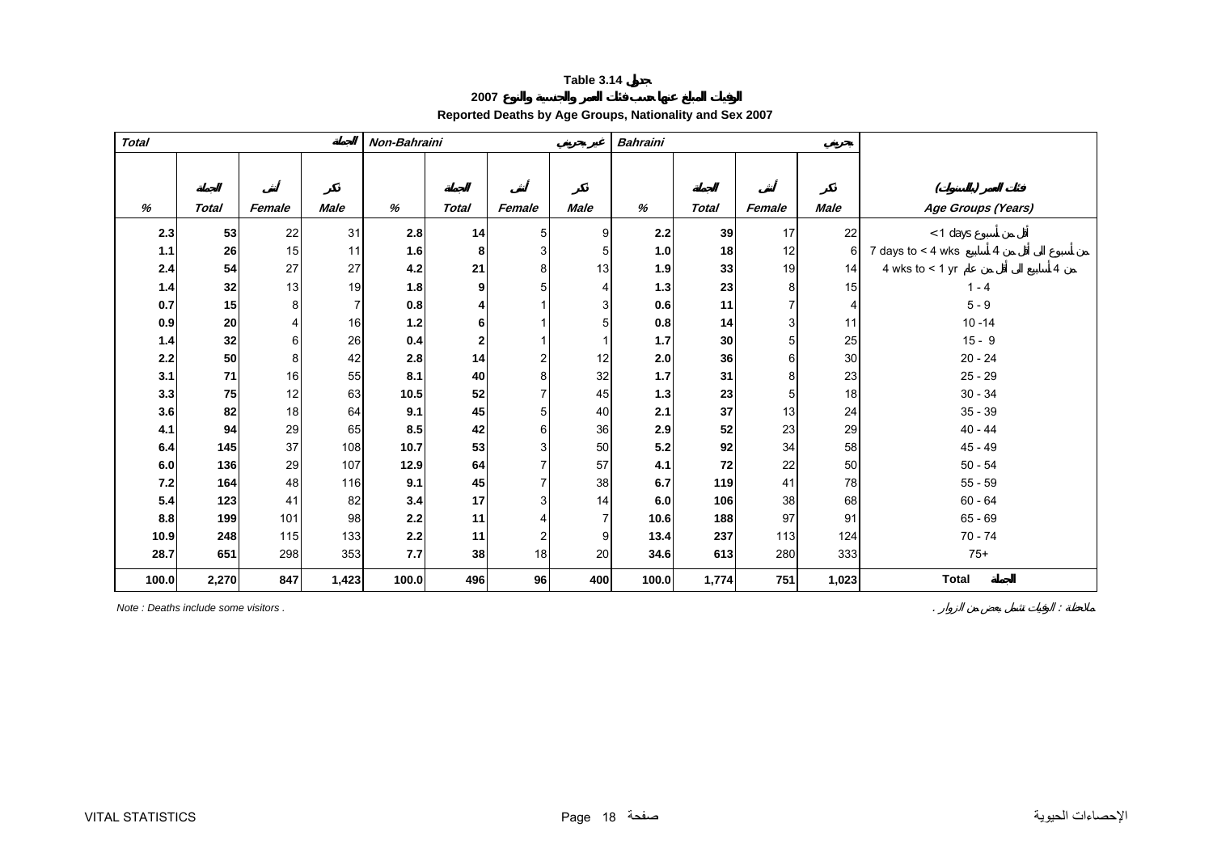**Table 3.14 جدول**

**الوفيات المبلغ عنها حسب فئات العمر والجنسية والنوع 2007**

**Reported Deaths by Age Groups, Nationality and Sex 2007**

| *Total* الجملة | | | | *Non-Bahraini* غير بحريني | | | | *Bahraini* بحريني | | | | |
|---|---|---|---|---|---|---|---|---|---|---|---|---|
| *%* | الجملة *Total* | أنثى *Female* | ذكر *Male* | *%* | الجملة *Total* | أنثى *Female* | ذكر *Male* | *%* | الجملة *Total* | أنثى *Female* | ذكر *Male* | فئات العمر (بالسنوات) *Age Groups (Years)* |
| **2.3** | **53** | 22 | 31 | **2.8** | **14** | 5 | 9 | **2.2** | **39** | 17 | 22 | < 1 days أقل من أسبوع |
| **1.1** | **26** | 15 | 11 | **1.6** | **8** | 3 | 5 | **1.0** | **18** | 12 | 6 | 7 days to < 4 wks من أسبوع إلى أقل من 4 أسابيع |
| **2.4** | **54** | 27 | 27 | **4.2** | **21** | 8 | 13 | **1.9** | **33** | 19 | 14 | 4 wks to < 1 yr من 4 أسابيع إلى أقل من عام |
| **1.4** | **32** | 13 | 19 | **1.8** | **9** | 5 | 4 | **1.3** | **23** | 8 | 15 | 1 - 4 |
| **0.7** | **15** | 8 | 7 | **0.8** | **4** | 1 | 3 | **0.6** | **11** | 7 | 4 | 5 - 9 |
| **0.9** | **20** | 4 | 16 | **1.2** | **6** | 1 | 5 | **0.8** | **14** | 3 | 11 | 10 -14 |
| **1.4** | **32** | 6 | 26 | **0.4** | **2** | 1 | 1 | **1.7** | **30** | 5 | 25 | 15 - 9 |
| **2.2** | **50** | 8 | 42 | **2.8** | **14** | 2 | 12 | **2.0** | **36** | 6 | 30 | 20 - 24 |
| **3.1** | **71** | 16 | 55 | **8.1** | **40** | 8 | 32 | **1.7** | **31** | 8 | 23 | 25 - 29 |
| **3.3** | **75** | 12 | 63 | **10.5** | **52** | 7 | 45 | **1.3** | **23** | 5 | 18 | 30 - 34 |
| **3.6** | **82** | 18 | 64 | **9.1** | **45** | 5 | 40 | **2.1** | **37** | 13 | 24 | 35 - 39 |
| **4.1** | **94** | 29 | 65 | **8.5** | **42** | 6 | 36 | **2.9** | **52** | 23 | 29 | 40 - 44 |
| **6.4** | **145** | 37 | 108 | **10.7** | **53** | 3 | 50 | **5.2** | **92** | 34 | 58 | 45 - 49 |
| **6.0** | **136** | 29 | 107 | **12.9** | **64** | 7 | 57 | **4.1** | **72** | 22 | 50 | 50 - 54 |
| **7.2** | **164** | 48 | 116 | **9.1** | **45** | 7 | 38 | **6.7** | **119** | 41 | 78 | 55 - 59 |
| **5.4** | **123** | 41 | 82 | **3.4** | **17** | 3 | 14 | **6.0** | **106** | 38 | 68 | 60 - 64 |
| **8.8** | **199** | 101 | 98 | **2.2** | **11** | 4 | 7 | **10.6** | **188** | 97 | 91 | 65 - 69 |
| **10.9** | **248** | 115 | 133 | **2.2** | **11** | 2 | 9 | **13.4** | **237** | 113 | 124 | 70 - 74 |
| **28.7** | **651** | 298 | 353 | **7.7** | **38** | 18 | 20 | **34.6** | **613** | 280 | 333 | 75+ |
| **100.0** | **2,270** | **847** | **1,423** | **100.0** | **496** | **96** | **400** | **100.0** | **1,774** | **751** | **1,023** | **Total الجملة** |

*Note : Deaths include some visitors .*

ملاحظة : الوفيات تشمل بعض من الزوار .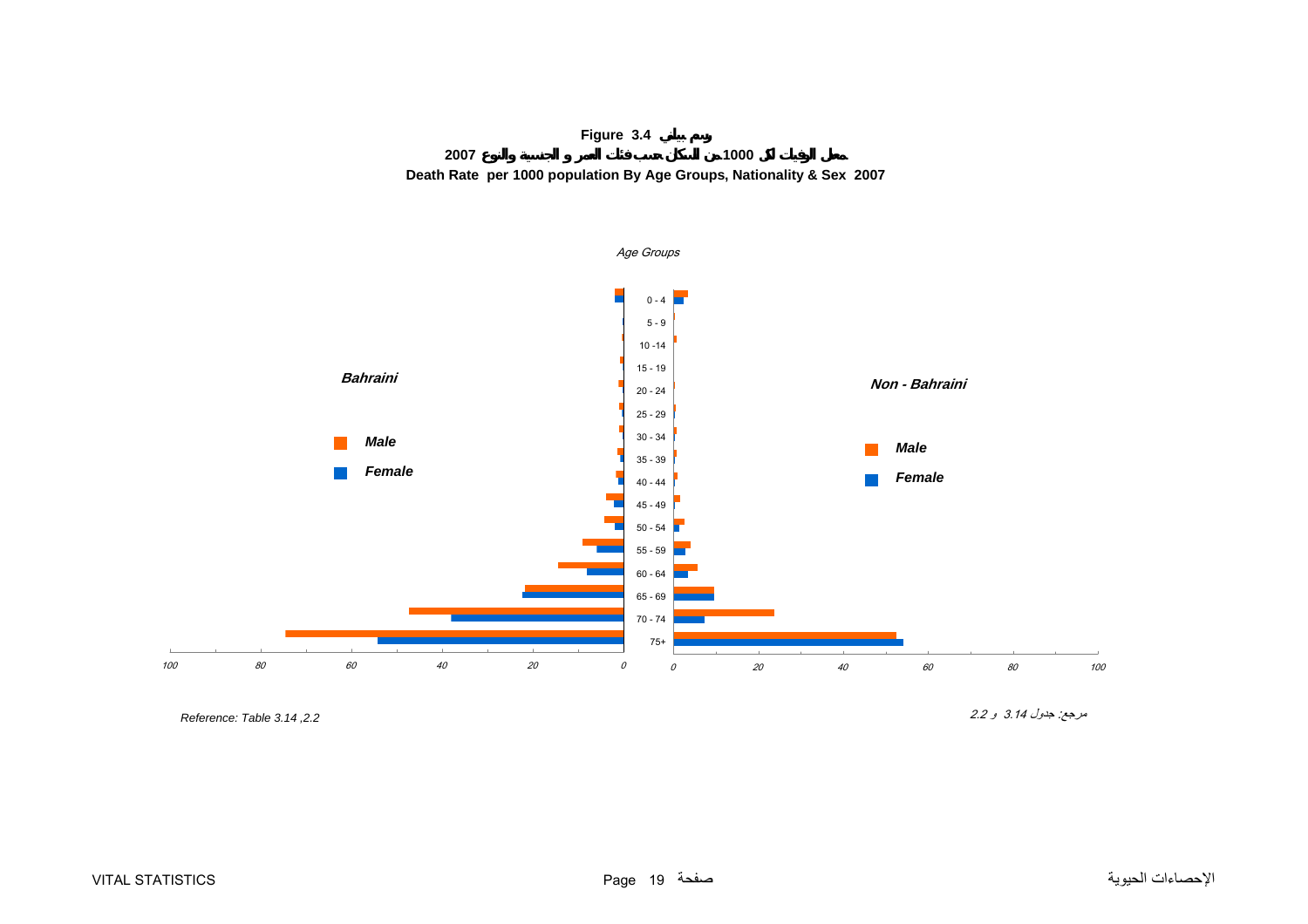**Figure 3.4 رسم بياني**

**معدل الوفيات لكل 1000 من السكان حسب فئات العمر و الجنسية والنوع 2007**

**Death Rate per 1000 population By Age Groups, Nationality & Sex 2007**

*Age Groups*

***Bahraini***

***Non - Bahraini***

***Male***

***Female***

0 - 4
5 - 9
10 -14
15 - 19
20 - 24
25 - 29
30 - 34
35 - 39
40 - 44
45 - 49
50 - 54
55 - 59
60 - 64
65 - 69
70 - 74
75+

*100 80 60 40 20 0*

*0 20 40 60 80 100*

*Reference: Table 3.14 ,2.2*

مرجع: جدول 3.14 و 2.2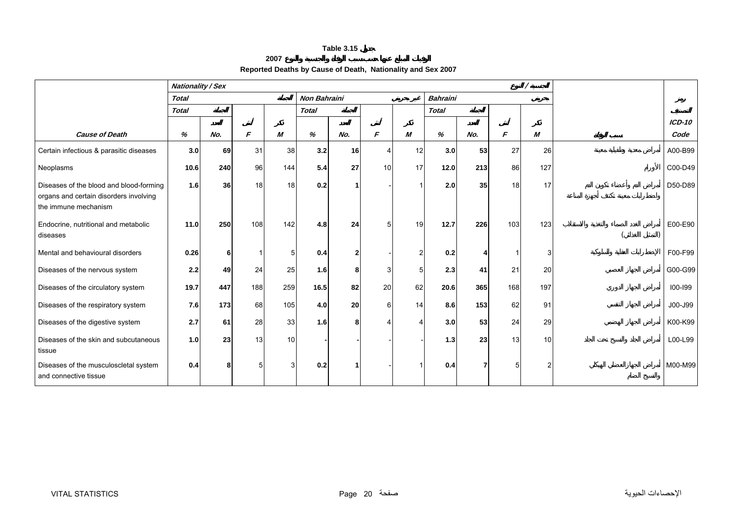# Table 3.15 جدول

## الوفيات المبلغ عنها حسب سبب الوفاة والجنسية والنوع 2007

## Reported Deaths by Cause of Death, Nationality and Sex 2007

| | Nationality / Sex | | | | | | | | | | | الجنسية / النوع | | |
|---|---|---|---|---|---|---|---|---|---|---|---|---|---|---|
| | Total | | | الجملة | Non Bahraini | | | غير بحريني | Bahraini | | | بحريني | | رموز |
| | Total | الجملة | | | Total | الجملة | | | Total | الجملة | | | | التصنيف |
| | | العدد | أنثى | ذكر | | العدد | أنثى | ذكر | | العدد | أنثى | ذكر | | ICD-10 |
| **Cause of Death** | % | No. | F | M | % | No. | F | M | % | No. | F | M | سبب الوفاة | Code |
| Certain infectious & parasitic diseases | **3.0** | **69** | 31 | 38 | **3.2** | **16** | 4 | 12 | **3.0** | **53** | 27 | 26 | أمراض معدية وطفيلية معينة | A00-B99 |
| Neoplasms | **10.6** | **240** | 96 | 144 | **5.4** | **27** | 10 | 17 | **12.0** | **213** | 86 | 127 | الأورام | C00-D49 |
| Diseases of the blood and blood-forming organs and certain disorders involving the immune mechanism | **1.6** | **36** | 18 | 18 | **0.2** | **1** | - | 1 | **2.0** | **35** | 18 | 17 | أمراض الدم وأعضاء تكوين الدم واضطرابات معينة تكتنف أجهزة المناعة | D50-D89 |
| Endocrine, nutritional and metabolic diseases | **11.0** | **250** | 108 | 142 | **4.8** | **24** | 5 | 19 | **12.7** | **226** | 103 | 123 | أمراض الغدد الصماء والتغذية والاستقلاب (التمثيل الغذائي) | E00-E90 |
| Mental and behavioural disorders | **0.26** | **6** | 1 | 5 | **0.4** | **2** | - | 2 | **0.2** | **4** | 1 | 3 | الإضطرابات العقلية والسلوكية | F00-F99 |
| Diseases of the nervous system | **2.2** | **49** | 24 | 25 | **1.6** | **8** | 3 | 5 | **2.3** | **41** | 21 | 20 | أمراض الجهاز العصبي | G00-G99 |
| Diseases of the circulatory system | **19.7** | **447** | 188 | 259 | **16.5** | **82** | 20 | 62 | **20.6** | **365** | 168 | 197 | أمراض الجهاز الدوري | I00-I99 |
| Diseases of the respiratory system | **7.6** | **173** | 68 | 105 | **4.0** | **20** | 6 | 14 | **8.6** | **153** | 62 | 91 | أمراض الجهاز التنفسي | J00-J99 |
| Diseases of the digestive system | **2.7** | **61** | 28 | 33 | **1.6** | **8** | 4 | 4 | **3.0** | **53** | 24 | 29 | أمراض الجهاز الهضمي | K00-K99 |
| Diseases of the skin and subcutaneous tissue | **1.0** | **23** | 13 | 10 | **-** | **-** | - | - | **1.3** | **23** | 13 | 10 | أمراض الجلد والنسيج تحت الجلد | L00-L99 |
| Diseases of the musculoscletal system and connective tissue | **0.4** | **8** | 5 | 3 | **0.2** | **1** | - | 1 | **0.4** | **7** | 5 | 2 | أمراض الجهاز العضلي الهيكلي والنسيج الضام | M00-M99 |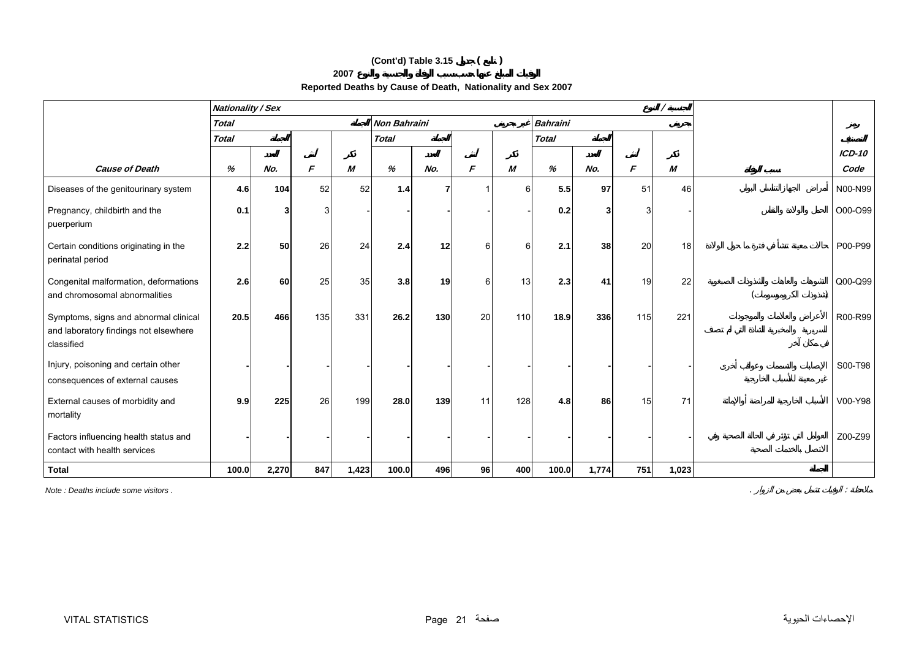**(Cont'd) Table 3.15 جدول ( تابع )**

**2007 الوفيات المبلغ عنها حسب سبب الوفاة والجنسية والنوع**

**Reported Deaths by Cause of Death, Nationality and Sex 2007**

| | Nationality / Sex | | | | | | | | | | | الجنسية / النوع | | |
|---|---|---|---|---|---|---|---|---|---|---|---|---|---|---|
| | Total | | | المجموع | Non Bahraini | | | غير بحريني | Bahraini | | | بحريني | | رموز التصنيف |
| | Total | المجموع | | | Total | المجموع | | | Total | المجموع | | | | |
| | | العدد | أنثى | ذكر | | العدد | أنثى | ذكر | | العدد | أنثى | ذكر | | ICD-10 |
| **Cause of Death** | % | No. | F | M | % | No. | F | M | % | No. | F | M | سبب الوفاة | Code |
| Diseases of the genitourinary system | **4.6** | **104** | 52 | 52 | **1.4** | **7** | 1 | 6 | **5.5** | **97** | 51 | 46 | أمراض الجهاز التناسلي البولي | N00-N99 |
| Pregnancy, childbirth and the puerperium | **0.1** | **3** | 3 | - | **-** | **-** | - | - | **0.2** | **3** | 3 | - | الحمل والولادة والنفاس | O00-O99 |
| Certain conditions originating in the perinatal period | **2.2** | **50** | 26 | 24 | **2.4** | **12** | 6 | 6 | **2.1** | **38** | 20 | 18 | حالات معينة تنشأ في فترة ما حول الولادة | P00-P99 |
| Congenital malformation, deformations and chromosomal abnormalities | **2.6** | **60** | 25 | 35 | **3.8** | **19** | 6 | 13 | **2.3** | **41** | 19 | 22 | التشوهات والعاهات والشذوذات الصبغوية (شذوذات الكروموسوم) | Q00-Q99 |
| Symptoms, signs and abnormal clinical and laboratory findings not elsewhere classified | **20.5** | **466** | 135 | 331 | **26.2** | **130** | 20 | 110 | **18.9** | **336** | 115 | 221 | الأعراض والعلامات والموجودات السريرية والمخبرية الشاذة التي لم تصنف في مكان آخر | R00-R99 |
| Injury, poisoning and certain other consequences of external causes | **-** | **-** | - | - | **-** | **-** | - | - | **-** | **-** | - | - | الإصابات والتسممات وعواقب أخرى غير معينة للأسباب الخارجية | S00-T98 |
| External causes of morbidity and mortality | **9.9** | **225** | 26 | 199 | **28.0** | **139** | 11 | 128 | **4.8** | **86** | 15 | 71 | الأسباب الخارجية للمراضة أو الإماتة | V00-Y98 |
| Factors influencing health status and contact with health services | **-** | **-** | - | - | **-** | **-** | - | - | **-** | **-** | - | - | العوامل التي تؤثر في الحالة الصحية وفي الاتصال بالخدمات الصحية | Z00-Z99 |
| **Total** | **100.0** | **2,270** | **847** | **1,423** | **100.0** | **496** | **96** | **400** | **100.0** | **1,774** | **751** | **1,023** | **المجموع** | |

*Note : Deaths include some visitors .* ملاحظة : الوفيات تشمل بعض من الزوار .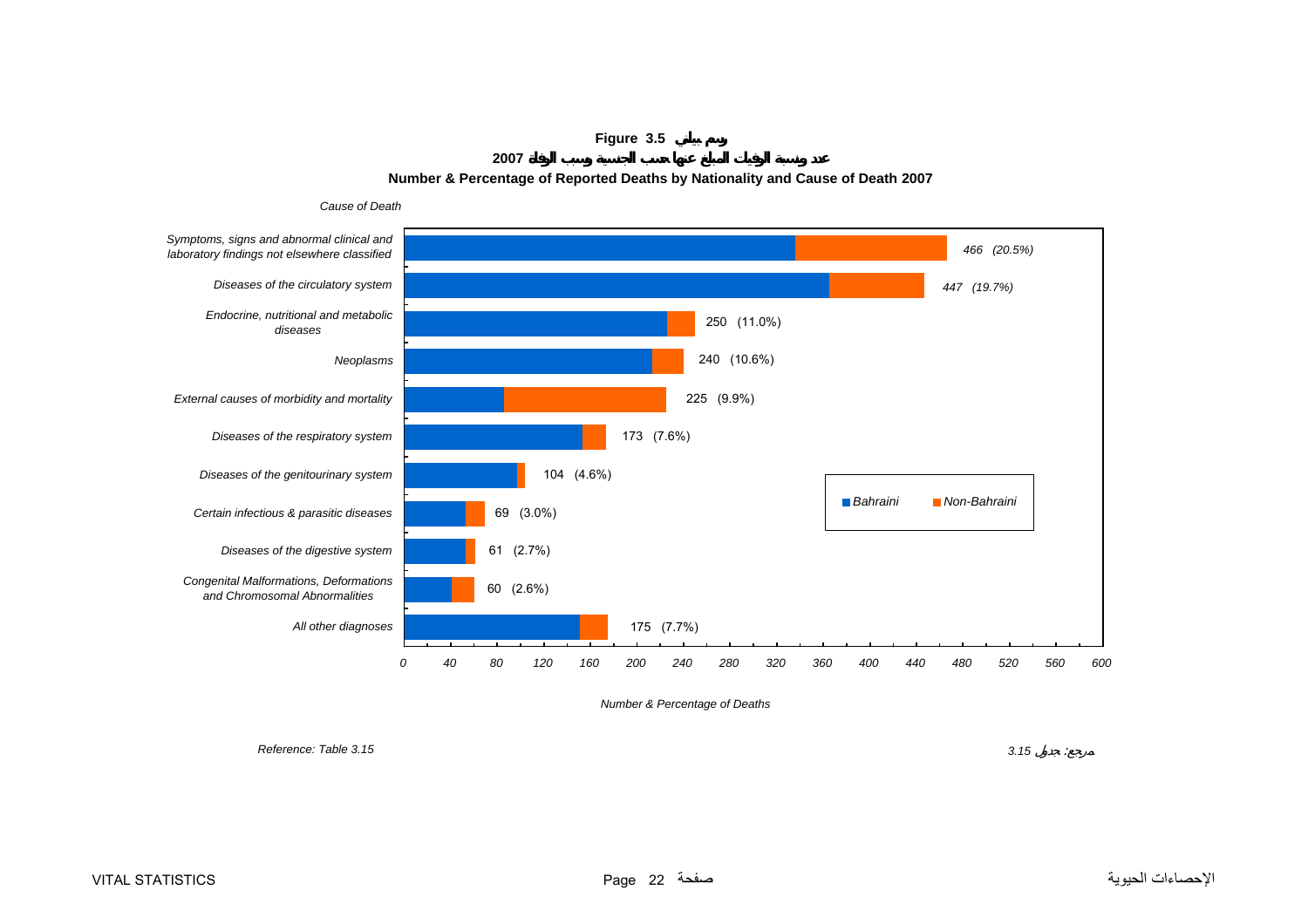**Figure 3.5 رسم بياني**

**عدد ونسبة الوفيات المبلغ عنها حسب الجنسية وسبب الوفاة 2007**

**Number & Percentage of Reported Deaths by Nationality and Cause of Death 2007**

*Cause of Death*

| Cause of Death | Number | Percentage |
|---|---|---|
| Symptoms, signs and abnormal clinical and laboratory findings not elsewhere classified | 466 | (20.5%) |
| Diseases of the circulatory system | 447 | (19.7%) |
| Endocrine, nutritional and metabolic diseases | 250 | (11.0%) |
| Neoplasms | 240 | (10.6%) |
| External causes of morbidity and mortality | 225 | (9.9%) |
| Diseases of the respiratory system | 173 | (7.6%) |
| Diseases of the genitourinary system | 104 | (4.6%) |
| Certain infectious & parasitic diseases | 69 | (3.0%) |
| Diseases of the digestive system | 61 | (2.7%) |
| Congenital Malformations, Deformations and Chromosomal Abnormalities | 60 | (2.6%) |
| All other diagnoses | 175 | (7.7%) |

Legend: Bahraini, Non-Bahraini

*Number & Percentage of Deaths*

*Reference: Table 3.15*

مرجع: جدول 3.15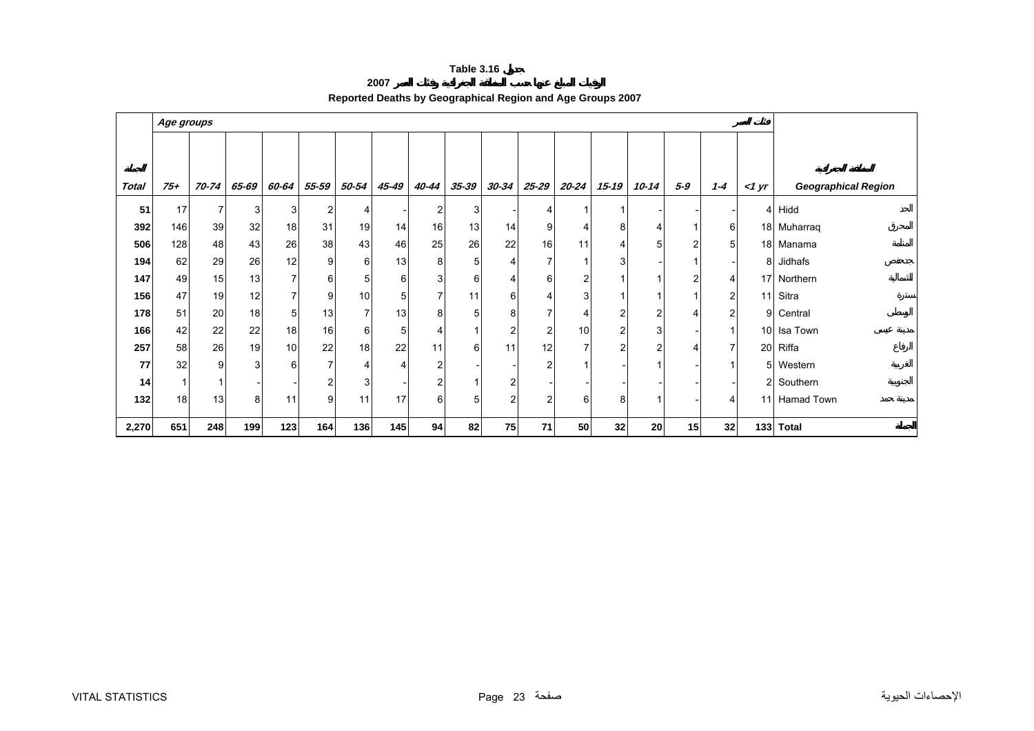**Table 3.16 جدول**

**الوفيات المبلغ عنها حسب المنطقة الجغرافية وفئات العمر 2007**

**Reported Deaths by Geographical Region and Age Groups 2007**

| الجملة | Age groups | | | | | | | | | | | | | | | | فئات العمر | المنطقة الجغرافية |
|---|---|---|---|---|---|---|---|---|---|---|---|---|---|---|---|---|---|---|
| ***Total*** | ***75+*** | ***70-74*** | ***65-69*** | ***60-64*** | ***55-59*** | ***50-54*** | ***45-49*** | ***40-44*** | ***35-39*** | ***30-34*** | ***25-29*** | ***20-24*** | ***15-19*** | ***10-14*** | ***5-9*** | ***1-4*** | ***<1 yr*** | ***Geographical Region*** |
| **51** | 17 | 7 | 3 | 3 | 2 | 4 | - | 2 | 3 | - | 4 | 1 | 1 | - | - | - | 4 | Hidd الحد |
| **392** | 146 | 39 | 32 | 18 | 31 | 19 | 14 | 16 | 13 | 14 | 9 | 4 | 8 | 4 | 1 | 6 | 18 | Muharraq المحرق |
| **506** | 128 | 48 | 43 | 26 | 38 | 43 | 46 | 25 | 26 | 22 | 16 | 11 | 4 | 5 | 2 | 5 | 18 | Manama المنامة |
| **194** | 62 | 29 | 26 | 12 | 9 | 6 | 13 | 8 | 5 | 4 | 7 | 1 | 3 | - | 1 | - | 8 | Jidhafs جدحفص |
| **147** | 49 | 15 | 13 | 7 | 6 | 5 | 6 | 3 | 6 | 4 | 6 | 2 | 1 | 1 | 2 | 4 | 17 | Northern الشمالية |
| **156** | 47 | 19 | 12 | 7 | 9 | 10 | 5 | 7 | 11 | 6 | 4 | 3 | 1 | 1 | 1 | 2 | 11 | Sitra سترة |
| **178** | 51 | 20 | 18 | 5 | 13 | 7 | 13 | 8 | 5 | 8 | 7 | 4 | 2 | 2 | 4 | 2 | 9 | Central الوسطى |
| **166** | 42 | 22 | 22 | 18 | 16 | 6 | 5 | 4 | 1 | 2 | 2 | 10 | 2 | 3 | - | 1 | 10 | Isa Town مدينة عيسى |
| **257** | 58 | 26 | 19 | 10 | 22 | 18 | 22 | 11 | 6 | 11 | 12 | 7 | 2 | 2 | 4 | 7 | 20 | Riffa الرفاع |
| **77** | 32 | 9 | 3 | 6 | 7 | 4 | 4 | 2 | - | - | 2 | 1 | - | 1 | - | 1 | 5 | Western الغربية |
| **14** | 1 | 1 | - | - | 2 | 3 | - | 2 | 1 | 2 | - | - | - | - | - | - | 2 | Southern الجنوبية |
| **132** | 18 | 13 | 8 | 11 | 9 | 11 | 17 | 6 | 5 | 2 | 2 | 6 | 8 | 1 | - | 4 | 11 | Hamad Town مدينة حمد |
| **2,270** | **651** | **248** | **199** | **123** | **164** | **136** | **145** | **94** | **82** | **75** | **71** | **50** | **32** | **20** | **15** | **32** | **133** | **Total الجملة** |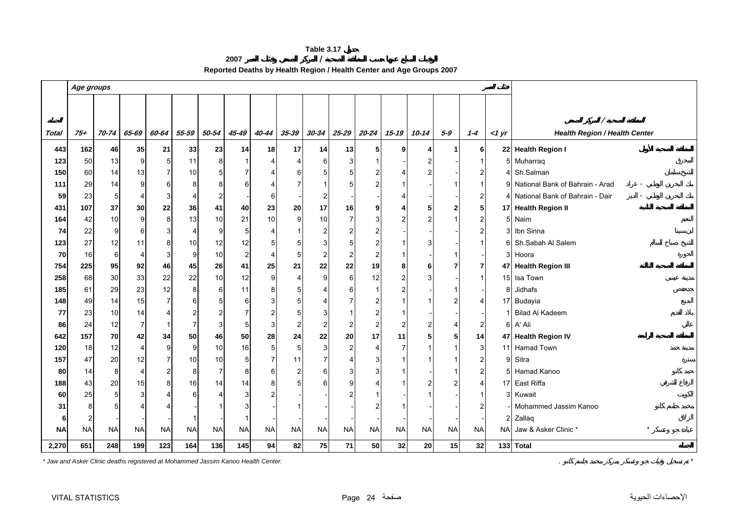**Table 3.17 جدول**

**2007 الوفيات المبلغ عنها حسب المنطقة الصحية / المركز الصحي وفئات العمر 2007**

**Reported Deaths by Health Region / Health Center and Age Groups 2007**

| الجملة Total | 75+ | 70-74 | 65-69 | 60-64 | 55-59 | 50-54 | 45-49 | 40-44 | 35-39 | 30-34 | 25-29 | 20-24 | 15-19 | 10-14 | 5-9 | 1-4 | <1 yr | Health Region / Health Center | المنطقة الصحية / المركز الصحي |
|---|---|---|---|---|---|---|---|---|---|---|---|---|---|---|---|---|---|---|---|
| | Age groups | | | | | | | | | | | | | | | | فئات العمر | | |
| **443** | **162** | **46** | **35** | **21** | **33** | **23** | **14** | **18** | **17** | **14** | **13** | **5** | **9** | **4** | **1** | **6** | **22** | **Health Region I** | **المنطقة الصحية الأولى** |
| 123 | 50 | 13 | 9 | 5 | 11 | 8 | 1 | 4 | 4 | 6 | 3 | 1 | - | 2 | - | 1 | 5 | Muharraq | المحرق |
| 150 | 60 | 14 | 13 | 7 | 10 | 5 | 7 | 4 | 6 | 5 | 5 | 2 | 4 | 2 | - | 2 | 4 | Sh.Salman | الشيخ سلمان |
| 111 | 29 | 14 | 9 | 6 | 8 | 8 | 6 | 4 | 7 | 1 | 5 | 2 | 1 | - | 1 | 1 | 9 | National Bank of Bahrain - Arad | بنك البحرين الوطني - عراد |
| 59 | 23 | 5 | 4 | 3 | 4 | 2 | - | 6 | - | 2 | - | - | 4 | - | - | 2 | 4 | National Bank of Bahrain - Dair | بنك البحرين الوطني - الدير |
| **431** | **107** | **37** | **30** | **22** | **36** | **41** | **40** | **23** | **20** | **17** | **16** | **9** | **4** | **5** | **2** | **5** | **17** | **Health Region II** | **المنطقة الصحية الثانية** |
| 164 | 42 | 10 | 9 | 8 | 13 | 10 | 21 | 10 | 9 | 10 | 7 | 3 | 2 | 2 | 1 | 2 | 5 | Naim | النعيم |
| 74 | 22 | 9 | 6 | 3 | 4 | 9 | 5 | 4 | 1 | 2 | 2 | 2 | - | - | - | 2 | 3 | Ibn Sinna | ابن سينا |
| 123 | 27 | 12 | 11 | 8 | 10 | 12 | 12 | 5 | 5 | 3 | 5 | 2 | 1 | 3 | - | 1 | 6 | Sh.Sabah Al Salem | الشيخ صباح السالم |
| 70 | 16 | 6 | 4 | 3 | 9 | 10 | 2 | 4 | 5 | 2 | 2 | 2 | 1 | - | 1 | - | 3 | Hoora | الحورة |
| **754** | **225** | **95** | **92** | **46** | **45** | **26** | **41** | **25** | **21** | **22** | **22** | **19** | **8** | **6** | **7** | **7** | **47** | **Health Region III** | **المنطقة الصحية الثالثة** |
| 258 | 68 | 30 | 33 | 22 | 22 | 10 | 12 | 9 | 4 | 9 | 6 | 12 | 2 | 3 | - | 1 | 15 | Isa Town | مدينة عيسى |
| 185 | 61 | 29 | 23 | 12 | 8 | 6 | 11 | 8 | 5 | 4 | 6 | 1 | 2 | - | 1 | - | 8 | Jidhafs | جدحفص |
| 148 | 49 | 14 | 15 | 7 | 6 | 5 | 6 | 3 | 5 | 4 | 7 | 2 | 1 | 1 | 2 | 4 | 17 | Budayia | البديع |
| 77 | 23 | 10 | 14 | 4 | 2 | 2 | 7 | 2 | 5 | 3 | 1 | 2 | 1 | - | - | - | 1 | Bilad Al Kadeem | بلاد القديم |
| 86 | 24 | 12 | 7 | 1 | 7 | 3 | 5 | 3 | 2 | 2 | 2 | 2 | 2 | 2 | 4 | 2 | 6 | A' Ali | عالي |
| **642** | **157** | **70** | **42** | **34** | **50** | **46** | **50** | **28** | **24** | **22** | **20** | **17** | **11** | **5** | **5** | **14** | **47** | **Health Region IV** | **المنطقة الصحية الرابعة** |
| 120 | 18 | 12 | 4 | 9 | 9 | 10 | 16 | 5 | 5 | 3 | 2 | 4 | 7 | 1 | 1 | 3 | 11 | Hamad Town | مدينة حمد |
| 157 | 47 | 20 | 12 | 7 | 10 | 10 | 5 | 7 | 11 | 7 | 4 | 3 | 1 | 1 | 1 | 2 | 9 | Sitra | سترة |
| 80 | 14 | 8 | 4 | 2 | 8 | 7 | 8 | 6 | 2 | 6 | 3 | 3 | 1 | - | 1 | 2 | 5 | Hamad Kanoo | حمد كانو |
| 188 | 43 | 20 | 15 | 8 | 16 | 14 | 14 | 8 | 5 | 6 | 9 | 4 | 1 | 2 | 2 | 4 | 17 | East Riffa | الرفاع الشرقي |
| 60 | 25 | 5 | 3 | 4 | 6 | 4 | 3 | 2 | - | - | 2 | 1 | - | 1 | - | 1 | 3 | Kuwait | الكويت |
| 31 | 8 | 5 | 4 | 4 | - | 1 | 3 | - | 1 | - | - | 2 | 1 | - | - | 2 | - | Mohammed Jassim Kanoo | محمد جاسم كانو |
| 6 | 2 | - | - | - | 1 | - | 1 | - | - | - | - | - | - | - | - | - | 2 | Zallaq | الزلاق |
| NA | NA | NA | NA | NA | NA | NA | NA | NA | NA | NA | NA | NA | NA | NA | NA | NA | NA | Jaw & Asker Clinic * | عيادة جو وعسكر * |
| **2,270** | **651** | **248** | **199** | **123** | **164** | **136** | **145** | **94** | **82** | **75** | **71** | **50** | **32** | **20** | **15** | **32** | **133** | **Total** | **الجملة** |

*Jaw and Asker Clinic deaths registered at Mohammed Jassim Kanoo Health Center.*

* تم تسجيل وفيات جو وعسكر بمركز محمد جاسم كانو .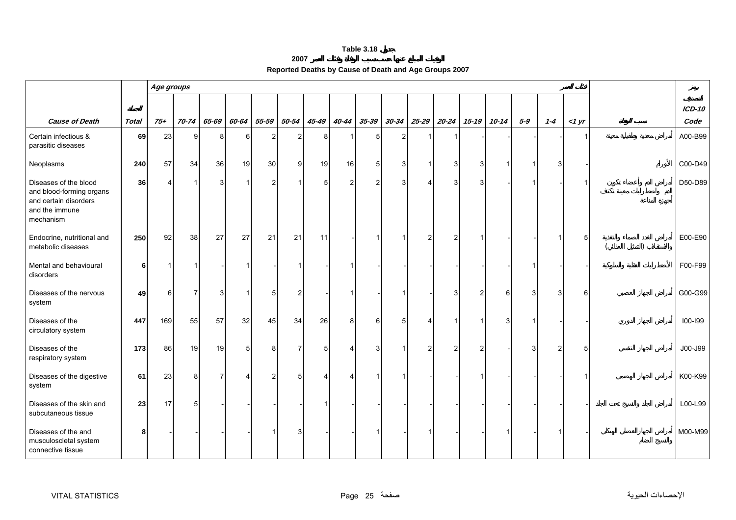**Table 3.18 جدول**

**الوفيات المبلغ عنها حسب سبب الوفاة وفئات العمر 2007**

**Reported Deaths by Cause of Death and Age Groups 2007**

| Cause of Death | الجملة Total | Age groups 75+ | 70-74 | 65-69 | 60-64 | 55-59 | 50-54 | 45-49 | 40-44 | 35-39 | 30-34 | 25-29 | 20-24 | 15-19 | 10-14 | 5-9 | 1-4 | <1 yr فئات العمر | سبب الوفاة | رمز التصنيف ICD-10 Code |
|---|---|---|---|---|---|---|---|---|---|---|---|---|---|---|---|---|---|---|---|---|
| Certain infectious & parasitic diseases | **69** | 23 | 9 | 8 | 6 | 2 | 2 | 8 | 1 | 5 | 2 | 1 | 1 | - | - | - | - | 1 | أمراض معدية وطفيلية معينة | A00-B99 |
| Neoplasms | **240** | 57 | 34 | 36 | 19 | 30 | 9 | 19 | 16 | 5 | 3 | 1 | 3 | 3 | 1 | 1 | 3 | - | الأورام | C00-D49 |
| Diseases of the blood and blood-forming organs and certain disorders and the immune mechanism | **36** | 4 | 1 | 3 | 1 | 2 | 1 | 5 | 2 | 2 | 3 | 4 | 3 | 3 | - | 1 | - | 1 | أمراض الدم وأعضاء تكوين الدم واضطرابات معينة تكتنف أجهزة المناعة | D50-D89 |
| Endocrine, nutritional and metabolic diseases | **250** | 92 | 38 | 27 | 27 | 21 | 21 | 11 | - | 1 | 1 | 2 | 2 | 1 | - | - | 1 | 5 | أمراض الغدد الصماء والتغذية والاستقلاب (التمثيل الغذائي) | E00-E90 |
| Mental and behavioural disorders | **6** | 1 | 1 | - | 1 | - | 1 | - | 1 | - | - | - | - | - | - | 1 | - | - | الأضطرابات العقلية والسلوكية | F00-F99 |
| Diseases of the nervous system | **49** | 6 | 7 | 3 | 1 | 5 | 2 | - | 1 | - | 1 | - | 3 | 2 | 6 | 3 | 3 | 6 | أمراض الجهاز العصبي | G00-G99 |
| Diseases of the circulatory system | **447** | 169 | 55 | 57 | 32 | 45 | 34 | 26 | 8 | 6 | 5 | 4 | 1 | 1 | 3 | 1 | - | - | أمراض الجهاز الدوري | I00-I99 |
| Diseases of the respiratory system | **173** | 86 | 19 | 19 | 5 | 8 | 7 | 5 | 4 | 3 | 1 | 2 | 2 | 2 | - | 3 | 2 | 5 | أمراض الجهاز التنفسي | J00-J99 |
| Diseases of the digestive system | **61** | 23 | 8 | 7 | 4 | 2 | 5 | 4 | 4 | 1 | 1 | - | - | 1 | - | - | - | 1 | أمراض الجهاز الهضمي | K00-K99 |
| Diseases of the skin and subcutaneous tissue | **23** | 17 | 5 | - | - | - | - | 1 | - | - | - | - | - | - | - | - | - | - | أمراض الجلد والنسيج تحت الجلد | L00-L99 |
| Diseases of the and musculoscletal system connective tissue | **8** | - | - | - | - | 1 | 3 | - | - | 1 | - | 1 | - | - | 1 | - | 1 | - | أمراض الجهاز العضلي الهيكلي والنسيج الضام | M00-M99 |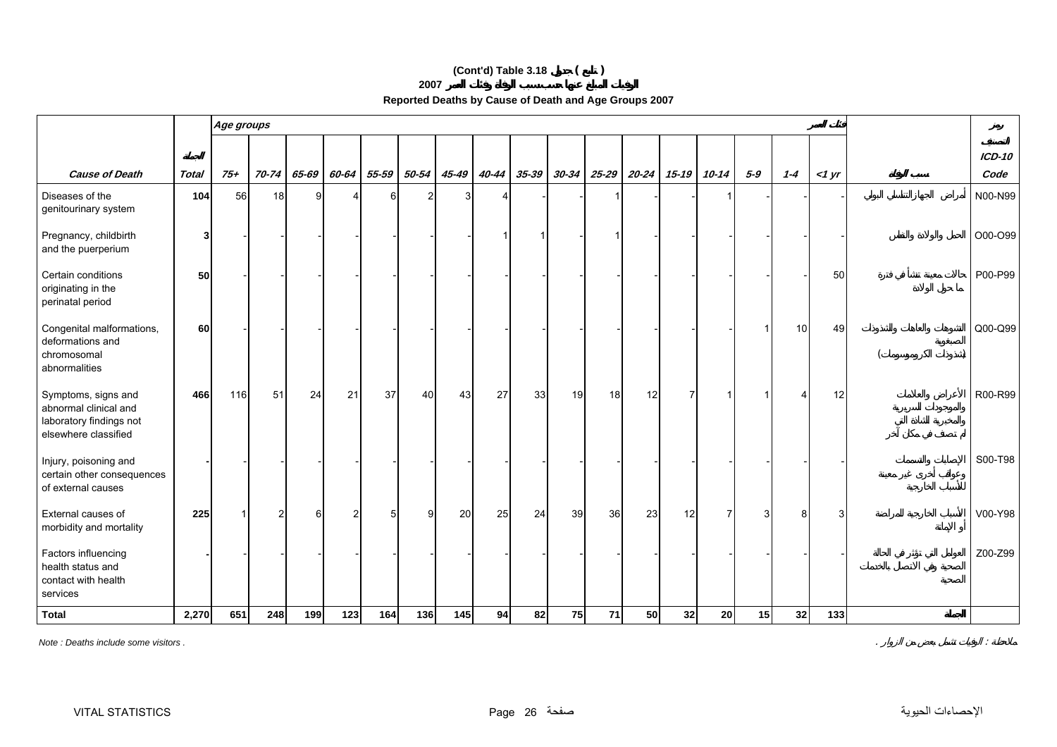**(Cont'd) Table 3.18 جدول ( تابع )**

**2007 الوفيات المبلغ عنها حسب سبب الوفاة وفئات العمر**

**Reported Deaths by Cause of Death and Age Groups 2007**

| Cause of Death | الجملة Total | Age groups 75+ | 70-74 | 65-69 | 60-64 | 55-59 | 50-54 | 45-49 | 40-44 | 35-39 | 30-34 | 25-29 | 20-24 | 15-19 | 10-14 | 5-9 | 1-4 | <1 yr فئات العمر | سبب الوفاة | رمز التصنيف ICD-10 Code |
|---|---|---|---|---|---|---|---|---|---|---|---|---|---|---|---|---|---|---|---|---|
| Diseases of the genitourinary system | **104** | 56 | 18 | 9 | 4 | 6 | 2 | 3 | 4 | - | - | 1 | - | - | 1 | - | - | - | أمراض الجهاز التناسلي البولي | N00-N99 |
| Pregnancy, childbirth and the puerperium | **3** | - | - | - | - | - | - | - | 1 | 1 | - | 1 | - | - | - | - | - | - | الحمل والولادة والنفاس | O00-O99 |
| Certain conditions originating in the perinatal period | **50** | - | - | - | - | - | - | - | - | - | - | - | - | - | - | - | - | 50 | حالات معينة تنشأ في فترة ما حول الولادة | P00-P99 |
| Congenital malformations, deformations and chromosomal abnormalities | **60** | - | - | - | - | - | - | - | - | - | - | - | - | - | - | 1 | 10 | 49 | التشوهات والعاهات والشذوذات الصبغوية (شذوذات الكروموسومات) | Q00-Q99 |
| Symptoms, signs and abnormal clinical and laboratory findings not elsewhere classified | **466** | 116 | 51 | 24 | 21 | 37 | 40 | 43 | 27 | 33 | 19 | 18 | 12 | 7 | 1 | 1 | 4 | 12 | الأعراض والعلامات والموجودات السريرية والمخبرية الشاذة التي لم تصنف في مكان آخر | R00-R99 |
| Injury, poisoning and certain other consequences of external causes | **-** | - | - | - | - | - | - | - | - | - | - | - | - | - | - | - | - | - | الإصابات والتسممات وعواقب أخرى غير معينة للأسباب الخارجية | S00-T98 |
| External causes of morbidity and mortality | **225** | 1 | 2 | 6 | 2 | 5 | 9 | 20 | 25 | 24 | 39 | 36 | 23 | 12 | 7 | 3 | 8 | 3 | الأسباب الخارجية للمراضة أو الإماتة | V00-Y98 |
| Factors influencing health status and contact with health services | **-** | - | - | - | - | - | - | - | - | - | - | - | - | - | - | - | - | - | العوامل التي تؤثر في الحالة الصحية وفي الاتصال بالخدمات الصحية | Z00-Z99 |
| **Total** | **2,270** | **651** | **248** | **199** | **123** | **164** | **136** | **145** | **94** | **82** | **75** | **71** | **50** | **32** | **20** | **15** | **32** | **133** | **الجملة** | |

*Note : Deaths include some visitors .*

ملاحظة : الوفيات تشمل بعض من الزوار .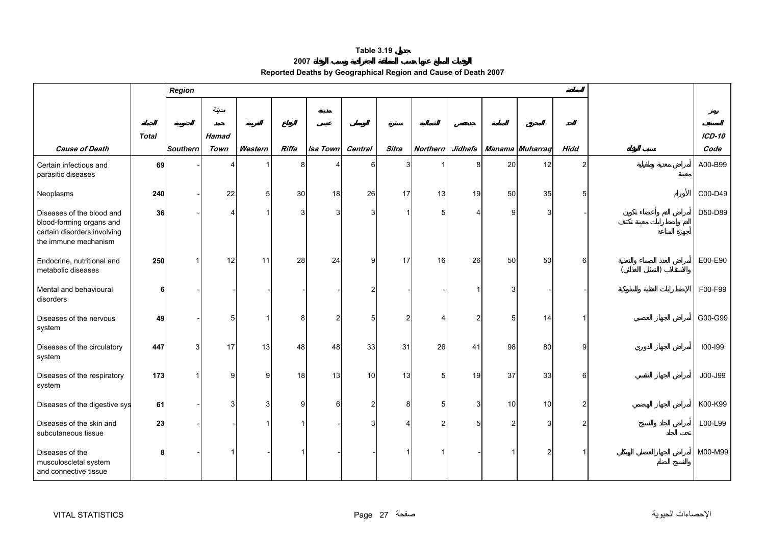**Table 3.19 جدول**

**الوفيات المبلغ عنها حسب المنطقة الجغرافية وسبب الوفاة 2007**

**Reported Deaths by Geographical Region and Cause of Death 2007**

| | | *Region* | | | | | | | | | | | | المنطقة | | |
|---|---|---|---|---|---|---|---|---|---|---|---|---|---|---|---|
| | المجموع | الجنوبية | مدينة حمد | الغربية | الرفاع | مدينة عيسى | الوسطى | سترة | الشمالية | جدحفص | المنامة | المحرق | الحد | | رمز التصنيف |
| ***Cause of Death*** | ***Total*** | ***Southern*** | ***Hamad Town*** | ***Western*** | ***Riffa*** | ***Isa Town*** | ***Central*** | ***Sitra*** | ***Northern*** | ***Jidhafs*** | ***Manama*** | ***Muharraq*** | ***Hidd*** | **سبب الوفاة** | ***ICD-10 Code*** |
| Certain infectious and parasitic diseases | **69** | - | 4 | 1 | 8 | 4 | 6 | 3 | 1 | 8 | 20 | 12 | 2 | أمراض معدية وطفيلية معينة | A00-B99 |
| Neoplasms | **240** | - | 22 | 5 | 30 | 18 | 26 | 17 | 13 | 19 | 50 | 35 | 5 | الأورام | C00-D49 |
| Diseases of the blood and blood-forming organs and certain disorders involving the immune mechanism | **36** | - | 4 | 1 | 3 | 3 | 3 | 1 | 5 | 4 | 9 | 3 | - | أمراض الدم وأعضاء تكوين الدم واضطرابات معينة تكتنف أجهزة المناعة | D50-D89 |
| Endocrine, nutritional and metabolic diseases | **250** | 1 | 12 | 11 | 28 | 24 | 9 | 17 | 16 | 26 | 50 | 50 | 6 | أمراض الغدد الصماء والتغذية والاستقلاب (التمثيل الغذائي) | E00-E90 |
| Mental and behavioural disorders | **6** | - | - | - | - | - | 2 | - | - | 1 | 3 | - | - | الاضطرابات العقلية والسلوكية | F00-F99 |
| Diseases of the nervous system | **49** | - | 5 | 1 | 8 | 2 | 5 | 2 | 4 | 2 | 5 | 14 | 1 | أمراض الجهاز العصبي | G00-G99 |
| Diseases of the circulatory system | **447** | 3 | 17 | 13 | 48 | 48 | 33 | 31 | 26 | 41 | 98 | 80 | 9 | أمراض الجهاز الدوري | I00-I99 |
| Diseases of the respiratory system | **173** | 1 | 9 | 9 | 18 | 13 | 10 | 13 | 5 | 19 | 37 | 33 | 6 | أمراض الجهاز التنفسي | J00-J99 |
| Diseases of the digestive sys | **61** | - | 3 | 3 | 9 | 6 | 2 | 8 | 5 | 3 | 10 | 10 | 2 | أمراض الجهاز الهضمي | K00-K99 |
| Diseases of the skin and subcutaneous tissue | **23** | - | - | 1 | 1 | - | 3 | 4 | 2 | 5 | 2 | 3 | 2 | أمراض الجلد والنسيج تحت الجلد | L00-L99 |
| Diseases of the musculoscletal system and connective tissue | **8** | - | 1 | - | 1 | - | - | 1 | 1 | - | 1 | 2 | 1 | أمراض الجهاز العضلي الهيكلي والنسيج الضام | M00-M99 |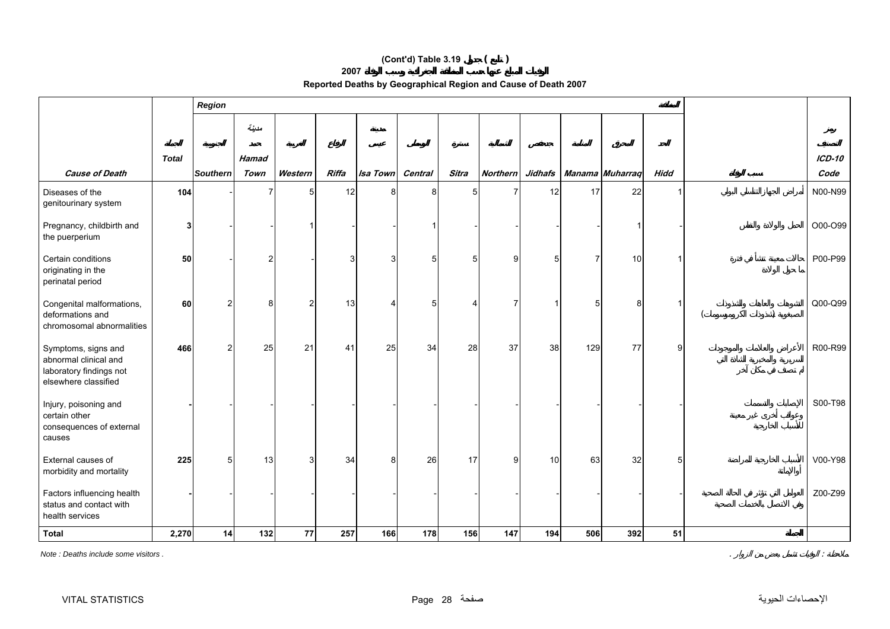# (Cont'd) Table 3.19 جدول ( تابع )

## الوفيات المبلغ عنها حسب المنطقة الجغرافية وسبب الوفاة 2007

## Reported Deaths by Geographical Region and Cause of Death 2007

| Cause of Death | Total الجملة | Southern الجنوبية | Hamad Town مدينة حمد | Western الغربية | Riffa الرفاع | Isa Town مدينة عيسى | Central الوسطى | Sitra سترة | Northern الشمالية | Jidhafs جدحفص | Manama المنامة | Muharraq المحرق | Hidd الحد | سبب الوفاة | ICD-10 Code رمز التصنيف |
|---|---|---|---|---|---|---|---|---|---|---|---|---|---|---|---|
| | | Region المنطقة | | | | | | | | | | | | | |
| Diseases of the genitourinary system | 104 | - | 7 | 5 | 12 | 8 | 8 | 5 | 7 | 12 | 17 | 22 | 1 | أمراض الجهاز التناسلي البولي | N00-N99 |
| Pregnancy, childbirth and the puerperium | 3 | - | - | 1 | - | - | 1 | - | - | - | - | 1 | - | الحمل والولادة والنفاس | O00-O99 |
| Certain conditions originating in the perinatal period | 50 | - | 2 | - | 3 | 3 | 5 | 5 | 9 | 5 | 7 | 10 | 1 | حالات معينة تنشأ في فترة ما حول الولادة | P00-P99 |
| Congenital malformations, deformations and chromosomal abnormalities | 60 | 2 | 8 | 2 | 13 | 4 | 5 | 4 | 7 | 1 | 5 | 8 | 1 | التشوهات والعاهات والشذوذات الصبغية (شذوذات الكروموسومات) | Q00-Q99 |
| Symptoms, signs and abnormal clinical and laboratory findings not elsewhere classified | 466 | 2 | 25 | 21 | 41 | 25 | 34 | 28 | 37 | 38 | 129 | 77 | 9 | الأعراض والعلامات والموجودات السريرية والمخبرية الشاذة التي لم تصنف في مكان آخر | R00-R99 |
| Injury, poisoning and certain other consequences of external causes | - | - | - | - | - | - | - | - | - | - | - | - | - | الإصابات والتسممات وعواقب أخرى غير معينة للأسباب الخارجية | S00-T98 |
| External causes of morbidity and mortality | 225 | 5 | 13 | 3 | 34 | 8 | 26 | 17 | 9 | 10 | 63 | 32 | 5 | الأسباب الخارجية للمراضة أو الإماتة | V00-Y98 |
| Factors influencing health status and contact with health services | - | - | - | - | - | - | - | - | - | - | - | - | - | العوامل التي تؤثر في الحالة الصحية وفي الاتصال بالخدمات الصحية | Z00-Z99 |
| **Total** | **2,270** | **14** | **132** | **77** | **257** | **166** | **178** | **156** | **147** | **194** | **506** | **392** | **51** | **الجملة** | |

*Note : Deaths include some visitors .* ملاحظة : الوفيات تشمل بعض من الزوار .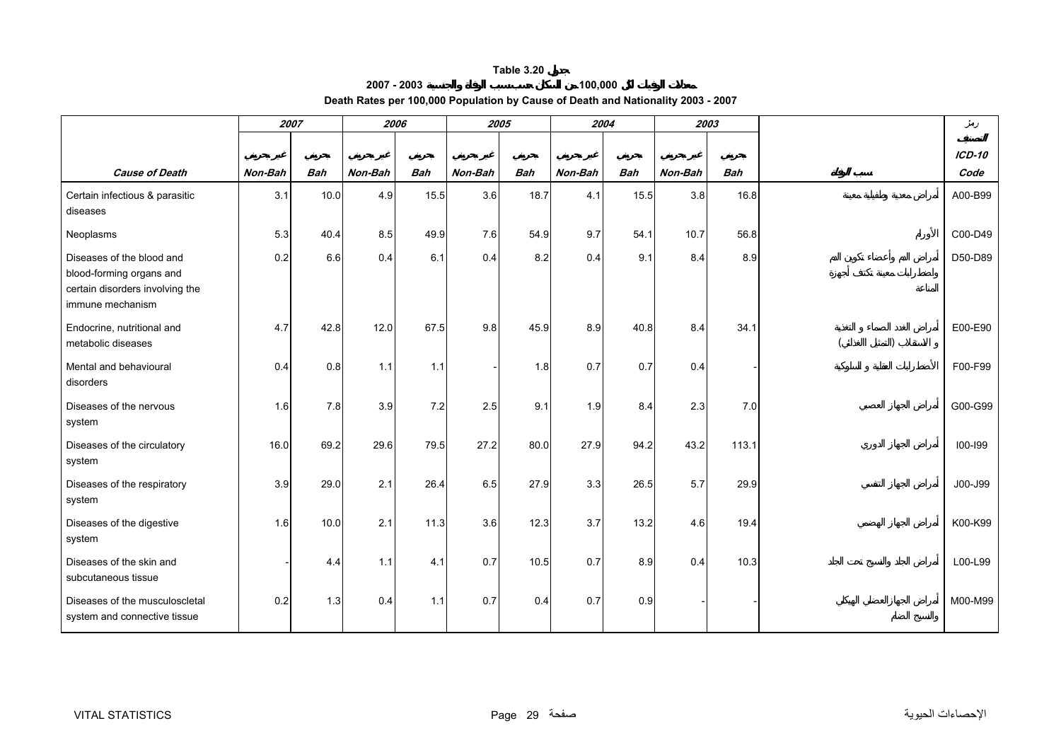# Table 3.20 جدول

## 2007 - 2003 معدلات الوفيات لكل 100,000 من السكان حسب سبب الوفاة والجنسية

## Death Rates per 100,000 Population by Cause of Death and Nationality 2003 - 2007

| | 2007 | | 2006 | | 2005 | | 2004 | | 2003 | | | رمز التصنيف |
|---|---|---|---|---|---|---|---|---|---|---|---|---|
| | غير بحريني | بحريني | غير بحريني | بحريني | غير بحريني | بحريني | غير بحريني | بحريني | غير بحريني | بحريني | | ICD-10 |
| **Cause of Death** | **Non-Bah** | **Bah** | **Non-Bah** | **Bah** | **Non-Bah** | **Bah** | **Non-Bah** | **Bah** | **Non-Bah** | **Bah** | **سبب الوفاة** | **Code** |
| Certain infectious & parasitic diseases | 3.1 | 10.0 | 4.9 | 15.5 | 3.6 | 18.7 | 4.1 | 15.5 | 3.8 | 16.8 | أمراض معدية وطفيلية معينة | A00-B99 |
| Neoplasms | 5.3 | 40.4 | 8.5 | 49.9 | 7.6 | 54.9 | 9.7 | 54.1 | 10.7 | 56.8 | الأورام | C00-D49 |
| Diseases of the blood and blood-forming organs and certain disorders involving the immune mechanism | 0.2 | 6.6 | 0.4 | 6.1 | 0.4 | 8.2 | 0.4 | 9.1 | 8.4 | 8.9 | أمراض الدم وأعضاء تكوين الدم واضطرابات معينة تكتنف أجهزة المناعة | D50-D89 |
| Endocrine, nutritional and metabolic diseases | 4.7 | 42.8 | 12.0 | 67.5 | 9.8 | 45.9 | 8.9 | 40.8 | 8.4 | 34.1 | أمراض الغدد الصماء و التغذية و الاستقلاب (التمثيل الغذائي) | E00-E90 |
| Mental and behavioural disorders | 0.4 | 0.8 | 1.1 | 1.1 | - | 1.8 | 0.7 | 0.7 | 0.4 | - | الأضطرابات العقلية و السلوكية | F00-F99 |
| Diseases of the nervous system | 1.6 | 7.8 | 3.9 | 7.2 | 2.5 | 9.1 | 1.9 | 8.4 | 2.3 | 7.0 | أمراض الجهاز العصبي | G00-G99 |
| Diseases of the circulatory system | 16.0 | 69.2 | 29.6 | 79.5 | 27.2 | 80.0 | 27.9 | 94.2 | 43.2 | 113.1 | أمراض الجهاز الدوري | I00-I99 |
| Diseases of the respiratory system | 3.9 | 29.0 | 2.1 | 26.4 | 6.5 | 27.9 | 3.3 | 26.5 | 5.7 | 29.9 | أمراض الجهاز التنفسي | J00-J99 |
| Diseases of the digestive system | 1.6 | 10.0 | 2.1 | 11.3 | 3.6 | 12.3 | 3.7 | 13.2 | 4.6 | 19.4 | أمراض الجهاز الهضمي | K00-K99 |
| Diseases of the skin and subcutaneous tissue | - | 4.4 | 1.1 | 4.1 | 0.7 | 10.5 | 0.7 | 8.9 | 0.4 | 10.3 | أمراض الجلد والنسيج تحت الجلد | L00-L99 |
| Diseases of the musculoscletal system and connective tissue | 0.2 | 1.3 | 0.4 | 1.1 | 0.7 | 0.4 | 0.7 | 0.9 | - | - | أمراض الجهاز العضلي الهيكلي والنسيج الضام | M00-M99 |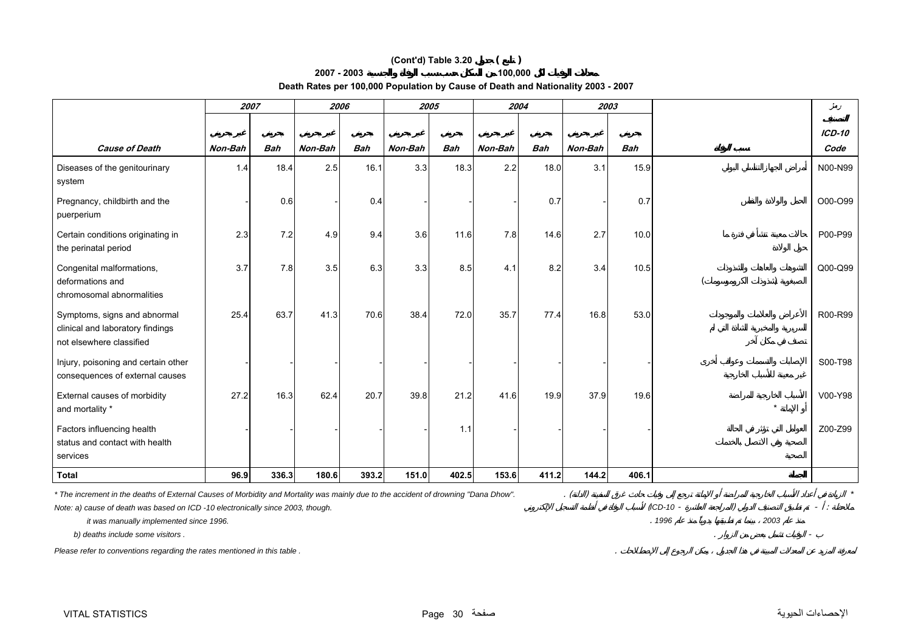# (Cont'd) Table 3.20 جدول ( تابع )

## معدلات الوفيات لكل 100,000 من السكان حسب سبب الوفاة والجنسية 2003 - 2007

## Death Rates per 100,000 Population by Cause of Death and Nationality 2003 - 2007

| | 2007 | | 2006 | | 2005 | | 2004 | | 2003 | | | رمز التصنيف |
|---|---|---|---|---|---|---|---|---|---|---|---|---|
| | غير بحريني | بحريني | غير بحريني | بحريني | غير بحريني | بحريني | غير بحريني | بحريني | غير بحريني | بحريني | | ICD-10 |
| **Cause of Death** | **Non-Bah** | **Bah** | **Non-Bah** | **Bah** | **Non-Bah** | **Bah** | **Non-Bah** | **Bah** | **Non-Bah** | **Bah** | **سبب الوفاة** | **Code** |
| Diseases of the genitourinary system | 1.4 | 18.4 | 2.5 | 16.1 | 3.3 | 18.3 | 2.2 | 18.0 | 3.1 | 15.9 | أمراض الجهاز التناسلي البولي | N00-N99 |
| Pregnancy, childbirth and the puerperium | - | 0.6 | - | 0.4 | - | - | - | 0.7 | - | 0.7 | الحمل والولادة والنفاس | O00-O99 |
| Certain conditions originating in the perinatal period | 2.3 | 7.2 | 4.9 | 9.4 | 3.6 | 11.6 | 7.8 | 14.6 | 2.7 | 10.0 | حالات معينة تنشأ في فترة ما حول الولادة | P00-P99 |
| Congenital malformations, deformations and chromosomal abnormalities | 3.7 | 7.8 | 3.5 | 6.3 | 3.3 | 8.5 | 4.1 | 8.2 | 3.4 | 10.5 | التشوهات والعاهات والشذوذات الصبغوية (شذوذات الكروموسومات) | Q00-Q99 |
| Symptoms, signs and abnormal clinical and laboratory findings not elsewhere classified | 25.4 | 63.7 | 41.3 | 70.6 | 38.4 | 72.0 | 35.7 | 77.4 | 16.8 | 53.0 | الأعراض والعلامات والموجودات السريرية والمخبرية الشاذة التي لم تصنف في مكان آخر | R00-R99 |
| Injury, poisoning and certain other consequences of external causes | - | - | - | - | - | - | - | - | - | - | الإصابات والتسممات وعواقب أخرى معينة للأسباب الخارجية | S00-T98 |
| External causes of morbidity and mortality * | 27.2 | 16.3 | 62.4 | 20.7 | 39.8 | 21.2 | 41.6 | 19.9 | 37.9 | 19.6 | الأسباب الخارجية للمراضة أو الإماتة * | V00-Y98 |
| Factors influencing health status and contact with health services | - | - | - | - | - | 1.1 | - | - | - | - | العوامل التي تؤثر في الحالة الصحية وفي الاتصال بالخدمات الصحية | Z00-Z99 |
| **Total** | **96.9** | **336.3** | **180.6** | **393.2** | **151.0** | **402.5** | **153.6** | **411.2** | **144.2** | **406.1** | **الجملة** | |

* The increment in the deaths of External Causes of Morbidity and Mortality was mainly due to the accident of drowning "Dana Dhow".

* الزيادة في أعداد الأسباب الخارجية للمراضة أو الإماتة ترجع إلى وفيات حادث غرق السفينة (الدانة) .

Note: a) cause of death was based on ICD -10 electronically since 2003, though it was manually implemented since 1996.

b) deaths include some visitors .

ملاحظة : أ - تم تطبيق التصنيف الدولي للأمراض (المراجعة العاشرة - ICD-10) لأسباب الوفاة في أنظمة التسجيل الإلكتروني منذ عام 2003 ، بينما تم تطبيقها يدوياً منذ عام 1996 .

ب - الوفيات تشمل بعض من الزوار .

Please refer to conventions regarding the rates mentioned in this table .

لمعرفة المزيد عن المعدلات المبينة في هذا الجدول ، يمكن الرجوع إلى الإصطلاحات .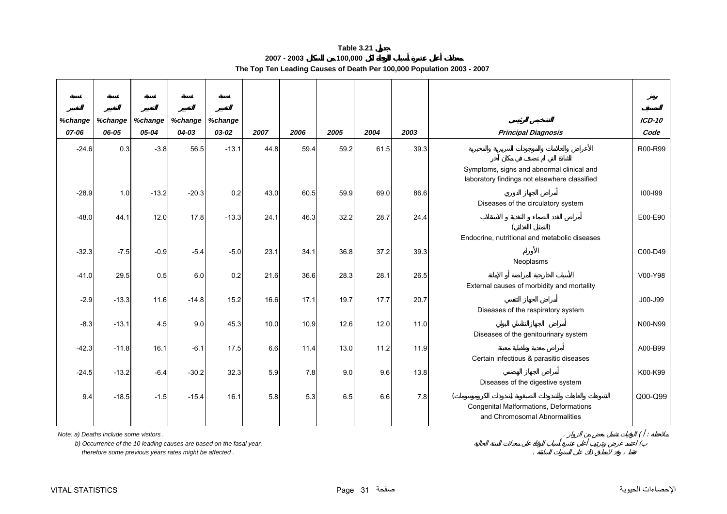# Table 3.21 جدول

**معدلات أعلى عشرة أسباب للوفاة لكل 100,000 من السكان 2003 - 2007**

**The Top Ten Leading Causes of Death Per 100,000 Population 2003 - 2007**

| نسبة التغيير %change 07-06 | نسبة التغيير %change 06-05 | نسبة التغيير %change 05-04 | نسبة التغيير %change 04-03 | نسبة التغيير %change 03-02 | 2007 | 2006 | 2005 | 2004 | 2003 | التشخيص الرئيسي Principal Diagnosis | رموز التصنيف ICD-10 Code |
|---|---|---|---|---|---|---|---|---|---|---|---|
| -24.6 | 0.3 | -3.8 | 56.5 | -13.1 | 44.8 | 59.4 | 59.2 | 61.5 | 39.3 | الأعراض والعلامات والموجودات السريرية والمخبرية الشاذة التي لم تصنف في مكان آخر Symptoms, signs and abnormal clinical and laboratory findings not elsewhere classified | R00-R99 |
| -28.9 | 1.0 | -13.2 | -20.3 | 0.2 | 43.0 | 60.5 | 59.9 | 69.0 | 86.6 | أمراض الجهاز الدوري Diseases of the circulatory system | I00-I99 |
| -48.0 | 44.1 | 12.0 | 17.8 | -13.3 | 24.1 | 46.3 | 32.2 | 28.7 | 24.4 | أمراض الغدد الصماء و التغذية و الاستقلاب (التمثيل الغذائي) Endocrine, nutritional and metabolic diseases | E00-E90 |
| -32.3 | -7.5 | -0.9 | -5.4 | -5.0 | 23.1 | 34.1 | 36.8 | 37.2 | 39.3 | الأورام Neoplasms | C00-D49 |
| -41.0 | 29.5 | 0.5 | 6.0 | 0.2 | 21.6 | 36.6 | 28.3 | 28.1 | 26.5 | الأسباب الخارجية للمراضة أو الإماتة External causes of morbidity and mortality | V00-Y98 |
| -2.9 | -13.3 | 11.6 | -14.8 | 15.2 | 16.6 | 17.1 | 19.7 | 17.7 | 20.7 | أمراض الجهاز التنفسي Diseases of the respiratory system | J00-J99 |
| -8.3 | -13.1 | 4.5 | 9.0 | 45.3 | 10.0 | 10.9 | 12.6 | 12.0 | 11.0 | أمراض الجهاز التناسلي البولي Diseases of the genitourinary system | N00-N99 |
| -42.3 | -11.8 | 16.1 | -6.1 | 17.5 | 6.6 | 11.4 | 13.0 | 11.2 | 11.9 | أمراض معدية وطفيلية معينة Certain infectious & parasitic diseases | A00-B99 |
| -24.5 | -13.2 | -6.4 | -30.2 | 32.3 | 5.9 | 7.8 | 9.0 | 9.6 | 13.8 | أمراض الجهاز الهضمي Diseases of the digestive system | K00-K99 |
| 9.4 | -18.5 | -1.5 | -15.4 | 16.1 | 5.8 | 5.3 | 6.5 | 6.6 | 7.8 | التشوهات والعاهات والشذوذات الصبغوية (شذوذات الكروموسومات) Congenital Malformations, Deformations and Chromosomal Abnormalities | Q00-Q99 |

*Note: a) Deaths include some visitors .*

*b) Occurrence of the 10 leading causes are based on the fasal year, therefore some previous years rates might be affected .*

ملاحظة: ( أ ) الوفيات تشمل بعض من الزوار .

ب) اعتمد عرض وترتيب أعلى عشرة أسباب للوفاة على معدلات السنة الحالية فقط ، وقد لا ينطبق ذلك على السنوات السابقة .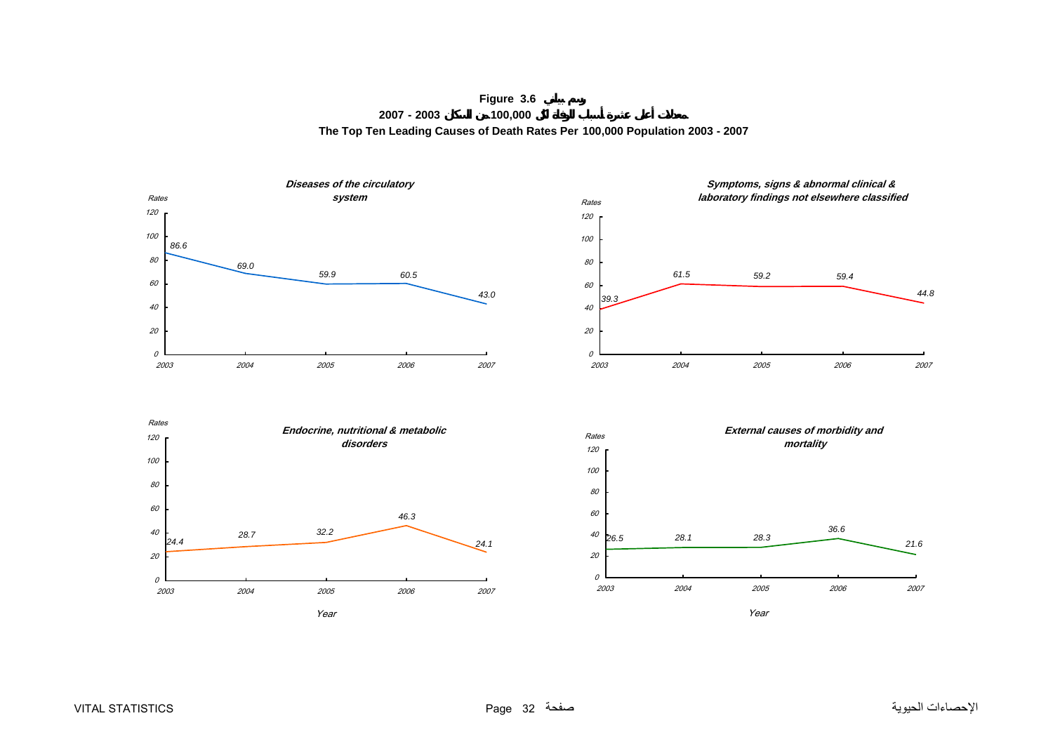**Figure 3.6 رسم بياني**

**معدلات أعلى عشرة أسباب للوفاة لكل 100,000 من السكان 2003 - 2007**

**The Top Ten Leading Causes of Death Rates Per 100,000 Population 2003 - 2007**

***Diseases of the circulatory system***

| Year | 2003 | 2004 | 2005 | 2006 | 2007 |
|---|---|---|---|---|---|
| Rates | 86.6 | 69.0 | 59.9 | 60.5 | 43.0 |

***Symptoms, signs & abnormal clinical & laboratory findings not elsewhere classified***

| Year | 2003 | 2004 | 2005 | 2006 | 2007 |
|---|---|---|---|---|---|
| Rates | 39.3 | 61.5 | 59.2 | 59.4 | 44.8 |

***Endocrine, nutritional & metabolic disorders***

| Year | 2003 | 2004 | 2005 | 2006 | 2007 |
|---|---|---|---|---|---|
| Rates | 24.4 | 28.7 | 32.2 | 46.3 | 24.1 |

***External causes of morbidity and mortality***

| Year | 2003 | 2004 | 2005 | 2006 | 2007 |
|---|---|---|---|---|---|
| Rates | 26.5 | 28.1 | 28.3 | 36.6 | 21.6 |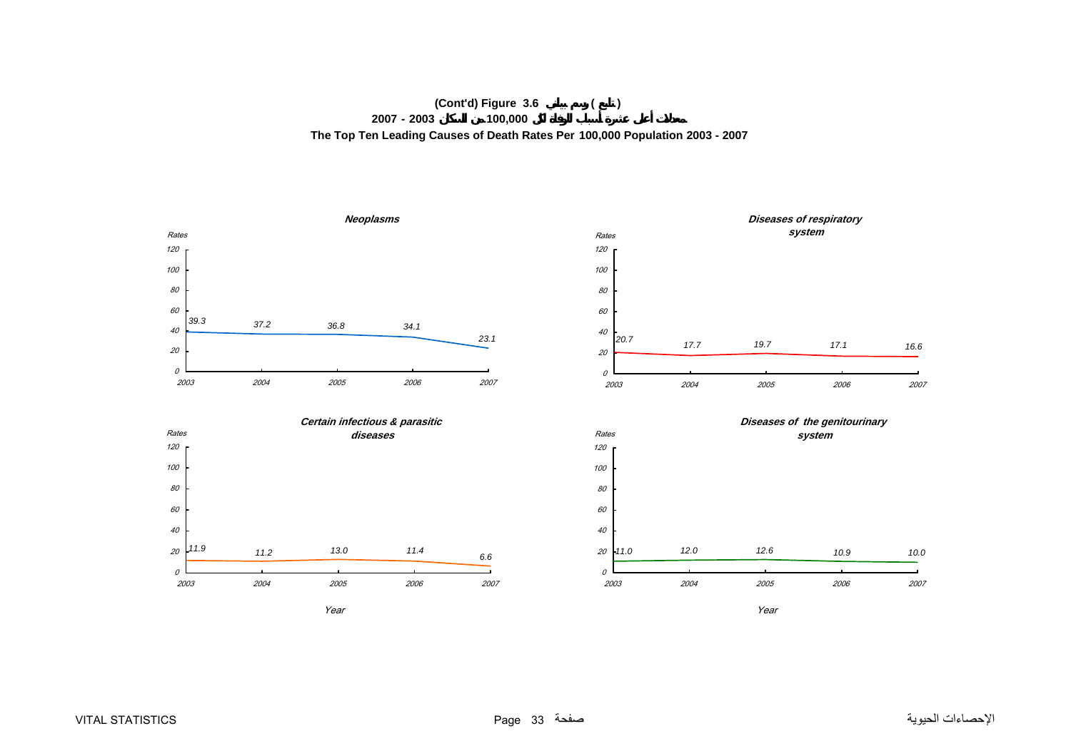**(Cont'd) Figure 3.6 (تابع) رسم بياني**

**معدلات أعلى عشرة أسباب للوفاة لكل 100,000 من السكان 2003 - 2007**

**The Top Ten Leading Causes of Death Rates Per 100,000 Population 2003 - 2007**

***Neoplasms***

| Year | 2003 | 2004 | 2005 | 2006 | 2007 |
|---|---|---|---|---|---|
| Rates | 39.3 | 37.2 | 36.8 | 34.1 | 23.1 |

***Diseases of respiratory system***

| Year | 2003 | 2004 | 2005 | 2006 | 2007 |
|---|---|---|---|---|---|
| Rates | 20.7 | 17.7 | 19.7 | 17.1 | 16.6 |

***Certain infectious & parasitic diseases***

| Year | 2003 | 2004 | 2005 | 2006 | 2007 |
|---|---|---|---|---|---|
| Rates | 11.9 | 11.2 | 13.0 | 11.4 | 6.6 |

***Diseases of the genitourinary system***

| Year | 2003 | 2004 | 2005 | 2006 | 2007 |
|---|---|---|---|---|---|
| Rates | 11.0 | 12.0 | 12.6 | 10.9 | 10.0 |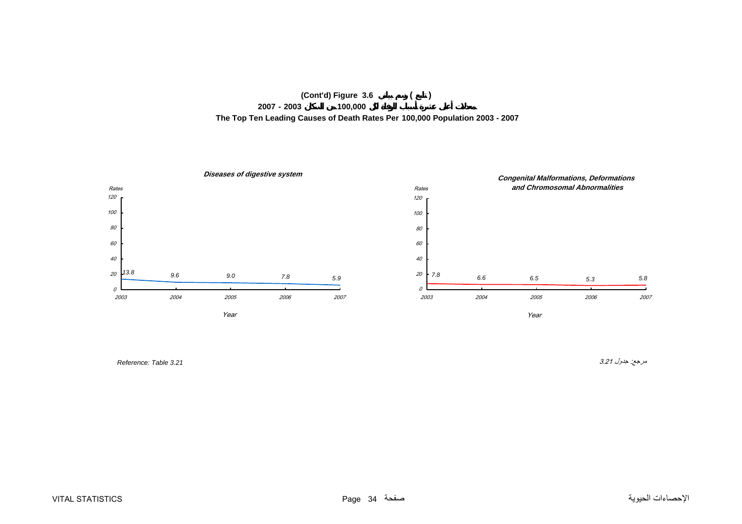**(Cont'd) Figure 3.6 ( تابع ) رسم بياني**

**معدلات أعلى عشرة أسباب للوفاة لكل 100,000 من السكان 2003 - 2007**

**The Top Ten Leading Causes of Death Rates Per 100,000 Population 2003 - 2007**

***Diseases of digestive system***

| Year | 2003 | 2004 | 2005 | 2006 | 2007 |
|---|---|---|---|---|---|
| Rates | 13.8 | 9.6 | 9.0 | 7.8 | 5.9 |

***Congenital Malformations, Deformations and Chromosomal Abnormalities***

| Year | 2003 | 2004 | 2005 | 2006 | 2007 |
|---|---|---|---|---|---|
| Rates | 7.8 | 6.6 | 6.5 | 5.3 | 5.8 |

*Reference: Table 3.21*

مرجع: جدول 3.21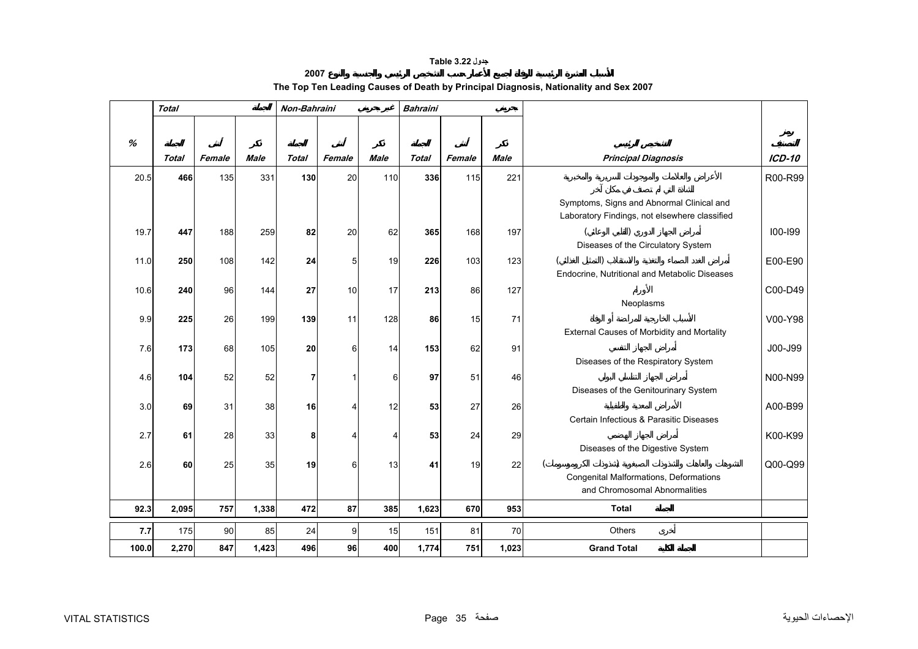**Table 3.22 جدول**

**الأسباب العشرة الرئيسية للوفاة لجميع الأعمار حسب التشخيص الرئيسي والجنسية والنوع 2007**

**The Top Ten Leading Causes of Death by Principal Diagnosis, Nationality and Sex 2007**

| % | Total الجملة | | | Non-Bahraini غير بحريني | | | Bahraini بحريني | | | | |
|---|---|---|---|---|---|---|---|---|---|---|---|
| % | الجملة Total | أنثى Female | ذكر Male | الجملة Total | أنثى Female | ذكر Male | الجملة Total | أنثى Female | ذكر Male | التشخيص الرئيسي Principal Diagnosis | رمز التصنيف ICD-10 |
| 20.5 | **466** | 135 | 331 | **130** | 20 | 110 | **336** | 115 | 221 | الأعراض والعلامات والموجودات السريرية والمخبرية الشاذة التي لم تصنف في مكان آخر Symptoms, Signs and Abnormal Clinical and Laboratory Findings, not elsewhere classified | R00-R99 |
| 19.7 | **447** | 188 | 259 | **82** | 20 | 62 | **365** | 168 | 197 | أمراض الجهاز الدوري (القلبي الوعائي) Diseases of the Circulatory System | I00-I99 |
| 11.0 | **250** | 108 | 142 | **24** | 5 | 19 | **226** | 103 | 123 | أمراض الغدد الصماء والتغذية والاستقلاب (التمثيل الغذائي) Endocrine, Nutritional and Metabolic Diseases | E00-E90 |
| 10.6 | **240** | 96 | 144 | **27** | 10 | 17 | **213** | 86 | 127 | الأورام Neoplasms | C00-D49 |
| 9.9 | **225** | 26 | 199 | **139** | 11 | 128 | **86** | 15 | 71 | الأسباب الخارجية للمراضة أو الوفاة External Causes of Morbidity and Mortality | V00-Y98 |
| 7.6 | **173** | 68 | 105 | **20** | 6 | 14 | **153** | 62 | 91 | أمراض الجهاز التنفسي Diseases of the Respiratory System | J00-J99 |
| 4.6 | **104** | 52 | 52 | **7** | 1 | 6 | **97** | 51 | 46 | أمراض الجهاز التناسلي البولي Diseases of the Genitourinary System | N00-N99 |
| 3.0 | **69** | 31 | 38 | **16** | 4 | 12 | **53** | 27 | 26 | الأمراض المعدية والطفيلية Certain Infectious & Parasitic Diseases | A00-B99 |
| 2.7 | **61** | 28 | 33 | **8** | 4 | 4 | **53** | 24 | 29 | أمراض الجهاز الهضمي Diseases of the Digestive System | K00-K99 |
| 2.6 | **60** | 25 | 35 | **19** | 6 | 13 | **41** | 19 | 22 | التشوهات والعاهات والتشوهات الصبغوية (تشوهات الكروموسومات) Congenital Malformations, Deformations and Chromosomal Abnormalities | Q00-Q99 |
| **92.3** | **2,095** | **757** | **1,338** | **472** | **87** | **385** | **1,623** | **670** | **953** | **Total الجملة** | |
| **7.7** | 175 | 90 | 85 | 24 | 9 | 15 | 151 | 81 | 70 | Others أخرى | |
| **100.0** | **2,270** | **847** | **1,423** | **496** | **96** | **400** | **1,774** | **751** | **1,023** | **Grand Total الجملة الكلية** | |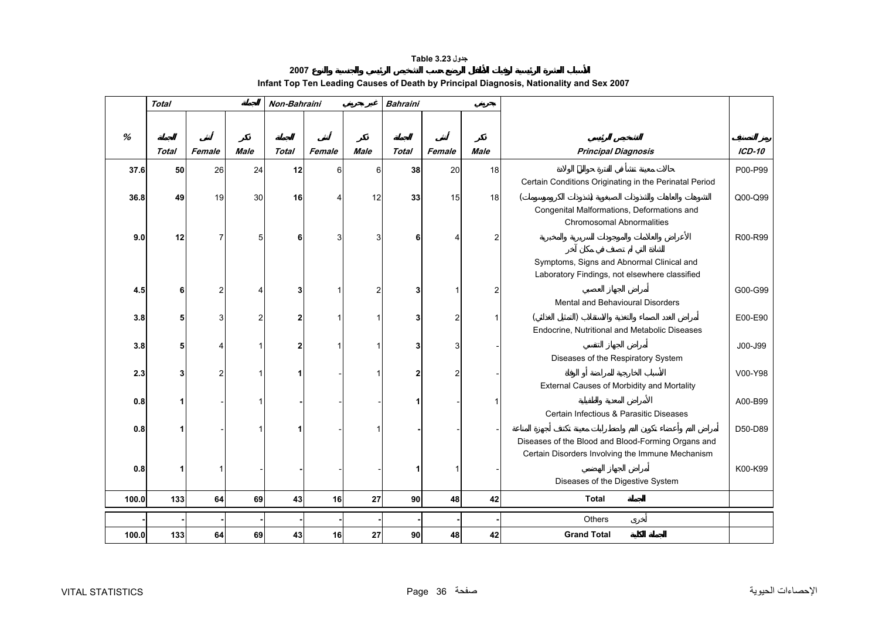**Table 3.23 جدول**

**الأسباب العشرة الرئيسية لوفيات الأطفال الرضع حسب التشخيص الرئيسي والجنسية والنوع 2007**

**Infant Top Ten Leading Causes of Death by Principal Diagnosis, Nationality and Sex 2007**

| % | *Total* الجملة | | | *Non-Bahraini* غير بحريني | | | *Bahraini* بحريني | | | | |
|---|---|---|---|---|---|---|---|---|---|---|---|
| | الجملة *Total* | أنثى *Female* | ذكر *Male* | الجملة *Total* | أنثى *Female* | ذكر *Male* | الجملة *Total* | أنثى *Female* | ذكر *Male* | التشخيص الرئيسي *Principal Diagnosis* | رموز التصنيف *ICD-10* |
| **37.6** | **50** | 26 | 24 | **12** | 6 | 6 | **38** | 20 | 18 | حالات معينة تنشأ في الفترة حوالي الولادة Certain Conditions Originating in the Perinatal Period | P00-P99 |
| **36.8** | **49** | 19 | 30 | **16** | 4 | 12 | **33** | 15 | 18 | التشوهات والعاهات والشذوذات الصبغوية (شذوذات الكروموسوم) Congenital Malformations, Deformations and Chromosomal Abnormalities | Q00-Q99 |
| **9.0** | **12** | 7 | 5 | **6** | 3 | 3 | **6** | 4 | 2 | الأعراض والعلامات والموجودات السريرية والمخبرية الشاذة التي لم تصنف في مكان آخر Symptoms, Signs and Abnormal Clinical and Laboratory Findings, not elsewhere classified | R00-R99 |
| **4.5** | **6** | 2 | 4 | **3** | 1 | 2 | **3** | 1 | 2 | أمراض الجهاز العصبي Mental and Behavioural Disorders | G00-G99 |
| **3.8** | **5** | 3 | 2 | **2** | 1 | 1 | **3** | 2 | 1 | أمراض الغدد الصماء والتغذية والاستقلاب (التمثيل الغذائي) Endocrine, Nutritional and Metabolic Diseases | E00-E90 |
| **3.8** | **5** | 4 | 1 | **2** | 1 | 1 | **3** | 3 | - | أمراض الجهاز التنفسي Diseases of the Respiratory System | J00-J99 |
| **2.3** | **3** | 2 | 1 | **1** | - | 1 | **2** | 2 | - | الأسباب الخارجية للمراضة أو الوفاة External Causes of Morbidity and Mortality | V00-Y98 |
| **0.8** | **1** | - | 1 | **-** | - | - | **1** | - | 1 | الأمراض المعدية والطفيلية Certain Infectious & Parasitic Diseases | A00-B99 |
| **0.8** | **1** | - | 1 | **1** | - | 1 | **-** | - | - | أمراض الدم وأعضاء تكوين الدم واضطرابات معينة تكتنف أجهزة المناعة Diseases of the Blood and Blood-Forming Organs and Certain Disorders Involving the Immune Mechanism | D50-D89 |
| **0.8** | **1** | 1 | - | **-** | - | - | **1** | 1 | - | أمراض الجهاز الهضمي Diseases of the Digestive System | K00-K99 |
| **100.0** | **133** | **64** | **69** | **43** | **16** | **27** | **90** | **48** | **42** | **Total الجملة** | |
| **-** | **-** | **-** | **-** | **-** | **-** | **-** | **-** | **-** | **-** | Others أخرى | |
| **100.0** | **133** | **64** | **69** | **43** | **16** | **27** | **90** | **48** | **42** | **Grand Total الجملة الكلية** | |